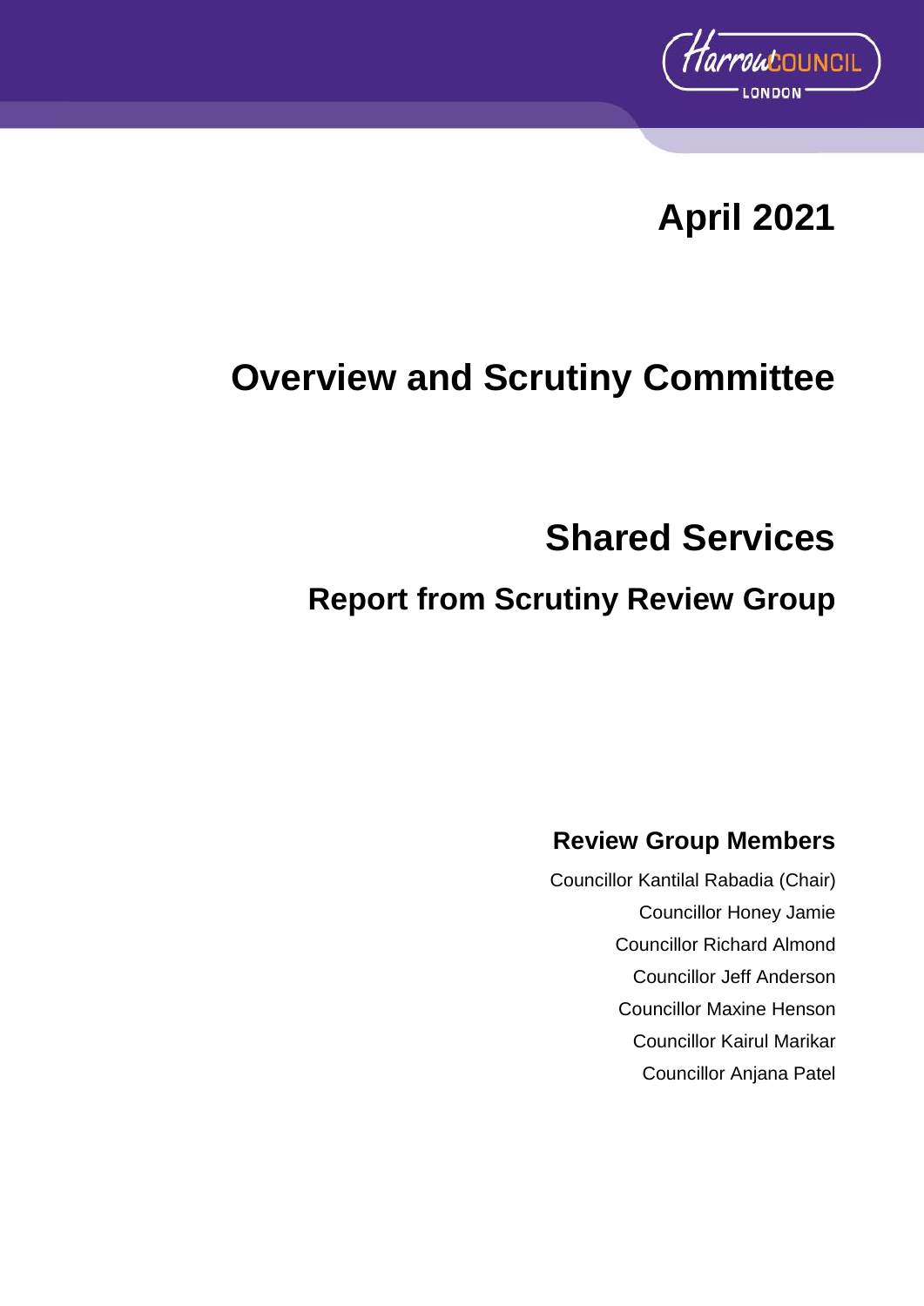Harrow COUNCIL LONDON

# April 2021

# Overview and Scrutiny Committee

# Shared Services

## Report from Scrutiny Review Group

### Review Group Members

Councillor Kantilal Rabadia (Chair)

Councillor Honey Jamie

Councillor Richard Almond

Councillor Jeff Anderson

Councillor Maxine Henson

Councillor Kairul Marikar

Councillor Anjana Patel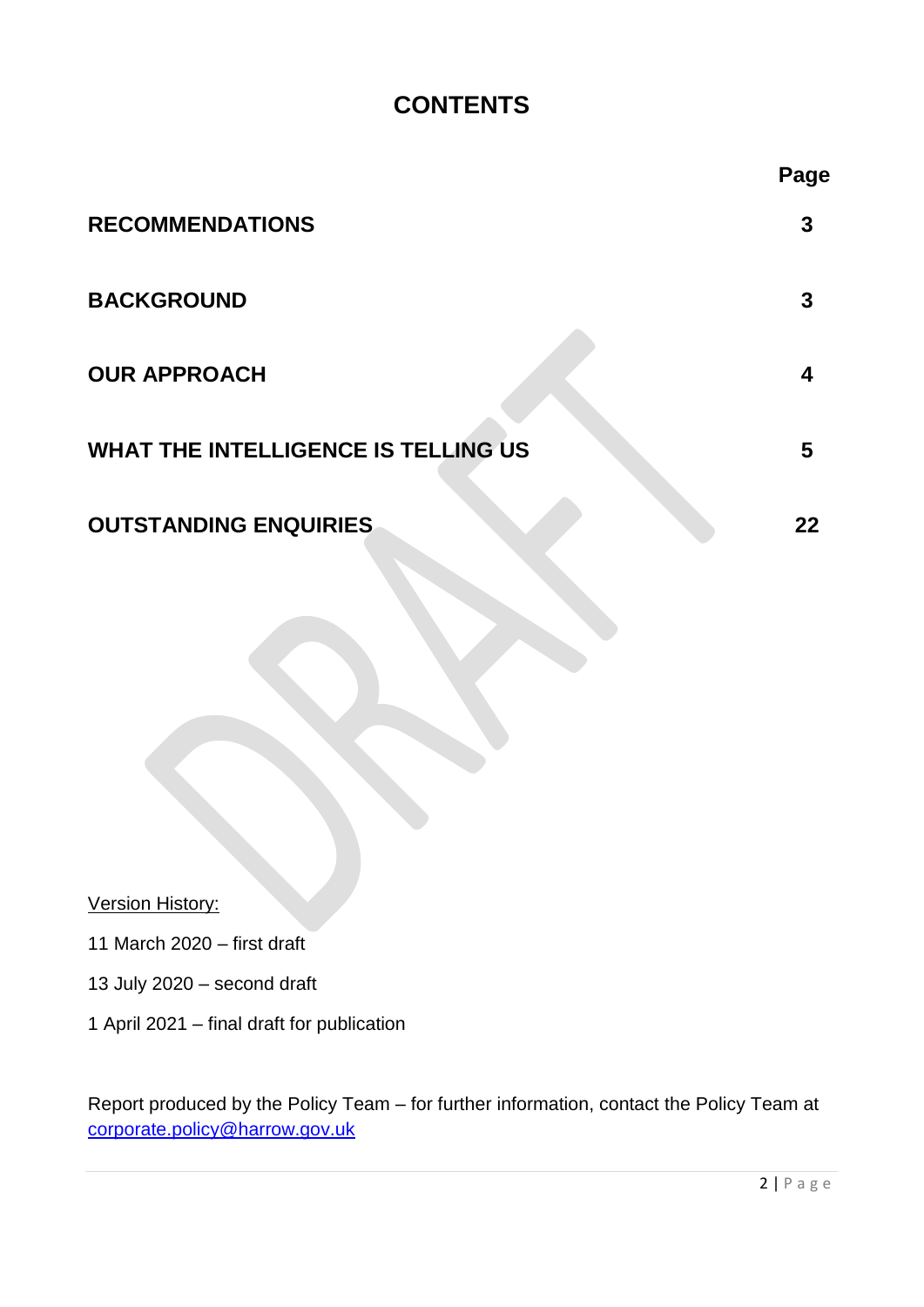# CONTENTS

| | Page |
|---|---|
| **RECOMMENDATIONS** | **3** |
| **BACKGROUND** | **3** |
| **OUR APPROACH** | **4** |
| **WHAT THE INTELLIGENCE IS TELLING US** | **5** |
| **OUTSTANDING ENQUIRIES** | **22** |

Version History:

11 March 2020 – first draft

13 July 2020 – second draft

1 April 2021 – final draft for publication

Report produced by the Policy Team – for further information, contact the Policy Team at corporate.policy@harrow.gov.uk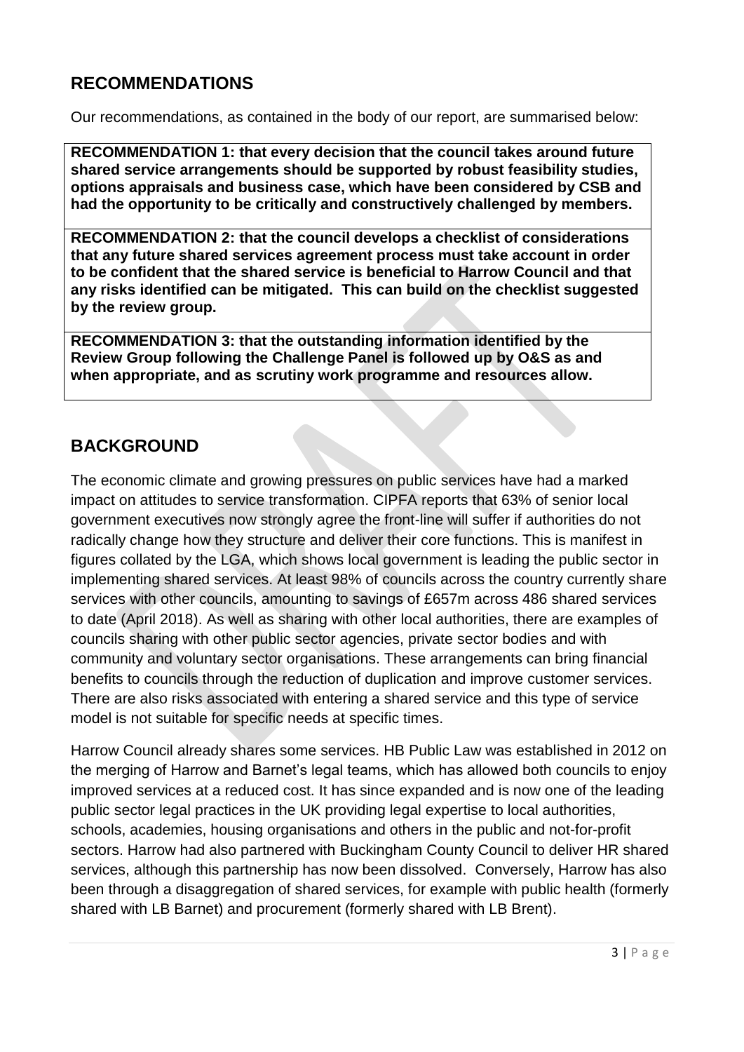## RECOMMENDATIONS

Our recommendations, as contained in the body of our report, are summarised below:

**RECOMMENDATION 1: that every decision that the council takes around future shared service arrangements should be supported by robust feasibility studies, options appraisals and business case, which have been considered by CSB and had the opportunity to be critically and constructively challenged by members.**

**RECOMMENDATION 2: that the council develops a checklist of considerations that any future shared services agreement process must take account in order to be confident that the shared service is beneficial to Harrow Council and that any risks identified can be mitigated. This can build on the checklist suggested by the review group.**

**RECOMMENDATION 3: that the outstanding information identified by the Review Group following the Challenge Panel is followed up by O&S as and when appropriate, and as scrutiny work programme and resources allow.**

## BACKGROUND

The economic climate and growing pressures on public services have had a marked impact on attitudes to service transformation. CIPFA reports that 63% of senior local government executives now strongly agree the front-line will suffer if authorities do not radically change how they structure and deliver their core functions. This is manifest in figures collated by the LGA, which shows local government is leading the public sector in implementing shared services. At least 98% of councils across the country currently share services with other councils, amounting to savings of £657m across 486 shared services to date (April 2018). As well as sharing with other local authorities, there are examples of councils sharing with other public sector agencies, private sector bodies and with community and voluntary sector organisations. These arrangements can bring financial benefits to councils through the reduction of duplication and improve customer services. There are also risks associated with entering a shared service and this type of service model is not suitable for specific needs at specific times.

Harrow Council already shares some services. HB Public Law was established in 2012 on the merging of Harrow and Barnet's legal teams, which has allowed both councils to enjoy improved services at a reduced cost. It has since expanded and is now one of the leading public sector legal practices in the UK providing legal expertise to local authorities, schools, academies, housing organisations and others in the public and not-for-profit sectors. Harrow had also partnered with Buckingham County Council to deliver HR shared services, although this partnership has now been dissolved. Conversely, Harrow has also been through a disaggregation of shared services, for example with public health (formerly shared with LB Barnet) and procurement (formerly shared with LB Brent).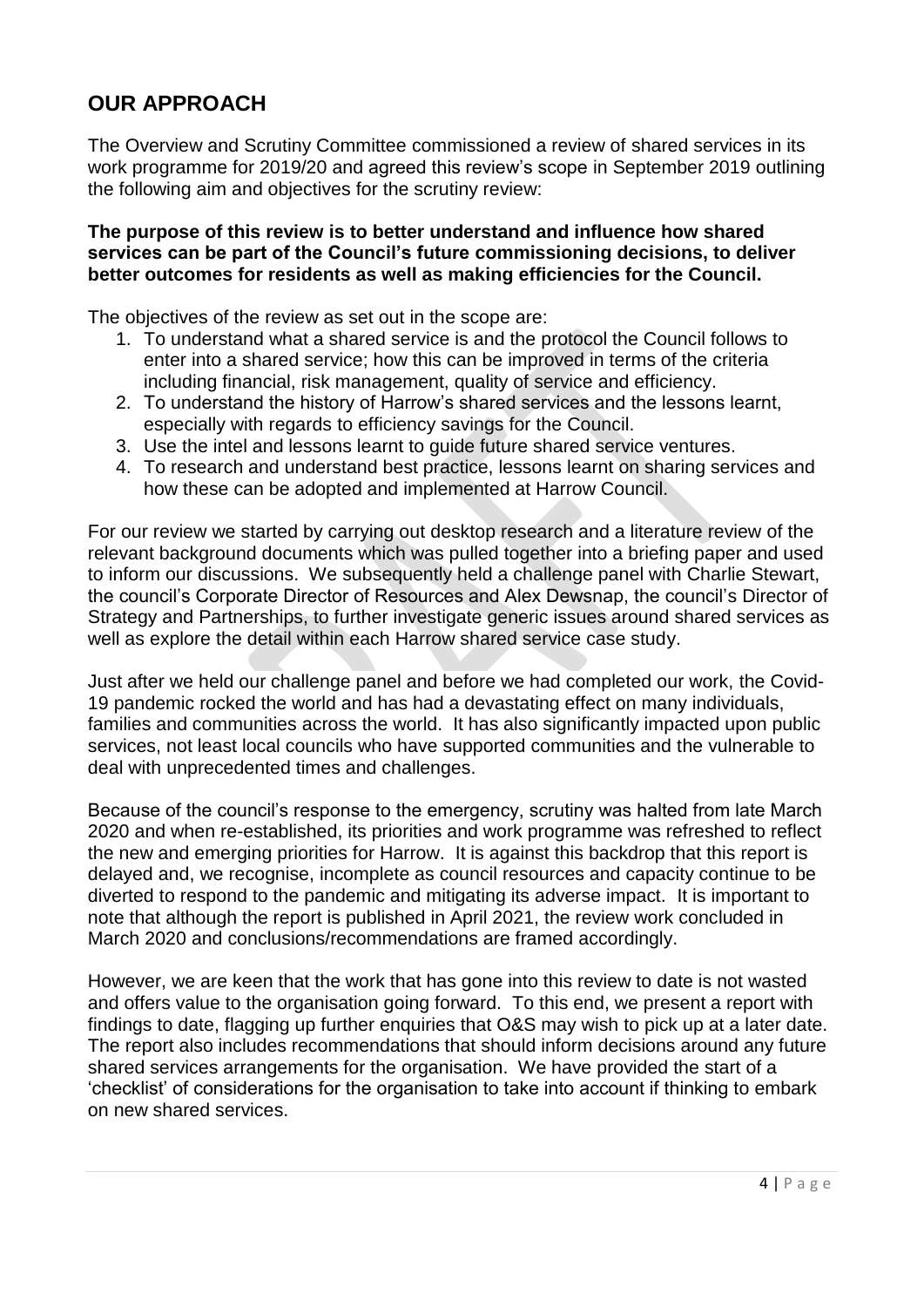## OUR APPROACH

The Overview and Scrutiny Committee commissioned a review of shared services in its work programme for 2019/20 and agreed this review's scope in September 2019 outlining the following aim and objectives for the scrutiny review:

**The purpose of this review is to better understand and influence how shared services can be part of the Council's future commissioning decisions, to deliver better outcomes for residents as well as making efficiencies for the Council.**

The objectives of the review as set out in the scope are:

1. To understand what a shared service is and the protocol the Council follows to enter into a shared service; how this can be improved in terms of the criteria including financial, risk management, quality of service and efficiency.
2. To understand the history of Harrow's shared services and the lessons learnt, especially with regards to efficiency savings for the Council.
3. Use the intel and lessons learnt to guide future shared service ventures.
4. To research and understand best practice, lessons learnt on sharing services and how these can be adopted and implemented at Harrow Council.

For our review we started by carrying out desktop research and a literature review of the relevant background documents which was pulled together into a briefing paper and used to inform our discussions. We subsequently held a challenge panel with Charlie Stewart, the council's Corporate Director of Resources and Alex Dewsnap, the council's Director of Strategy and Partnerships, to further investigate generic issues around shared services as well as explore the detail within each Harrow shared service case study.

Just after we held our challenge panel and before we had completed our work, the Covid-19 pandemic rocked the world and has had a devastating effect on many individuals, families and communities across the world. It has also significantly impacted upon public services, not least local councils who have supported communities and the vulnerable to deal with unprecedented times and challenges.

Because of the council's response to the emergency, scrutiny was halted from late March 2020 and when re-established, its priorities and work programme was refreshed to reflect the new and emerging priorities for Harrow. It is against this backdrop that this report is delayed and, we recognise, incomplete as council resources and capacity continue to be diverted to respond to the pandemic and mitigating its adverse impact. It is important to note that although the report is published in April 2021, the review work concluded in March 2020 and conclusions/recommendations are framed accordingly.

However, we are keen that the work that has gone into this review to date is not wasted and offers value to the organisation going forward. To this end, we present a report with findings to date, flagging up further enquiries that O&S may wish to pick up at a later date. The report also includes recommendations that should inform decisions around any future shared services arrangements for the organisation. We have provided the start of a 'checklist' of considerations for the organisation to take into account if thinking to embark on new shared services.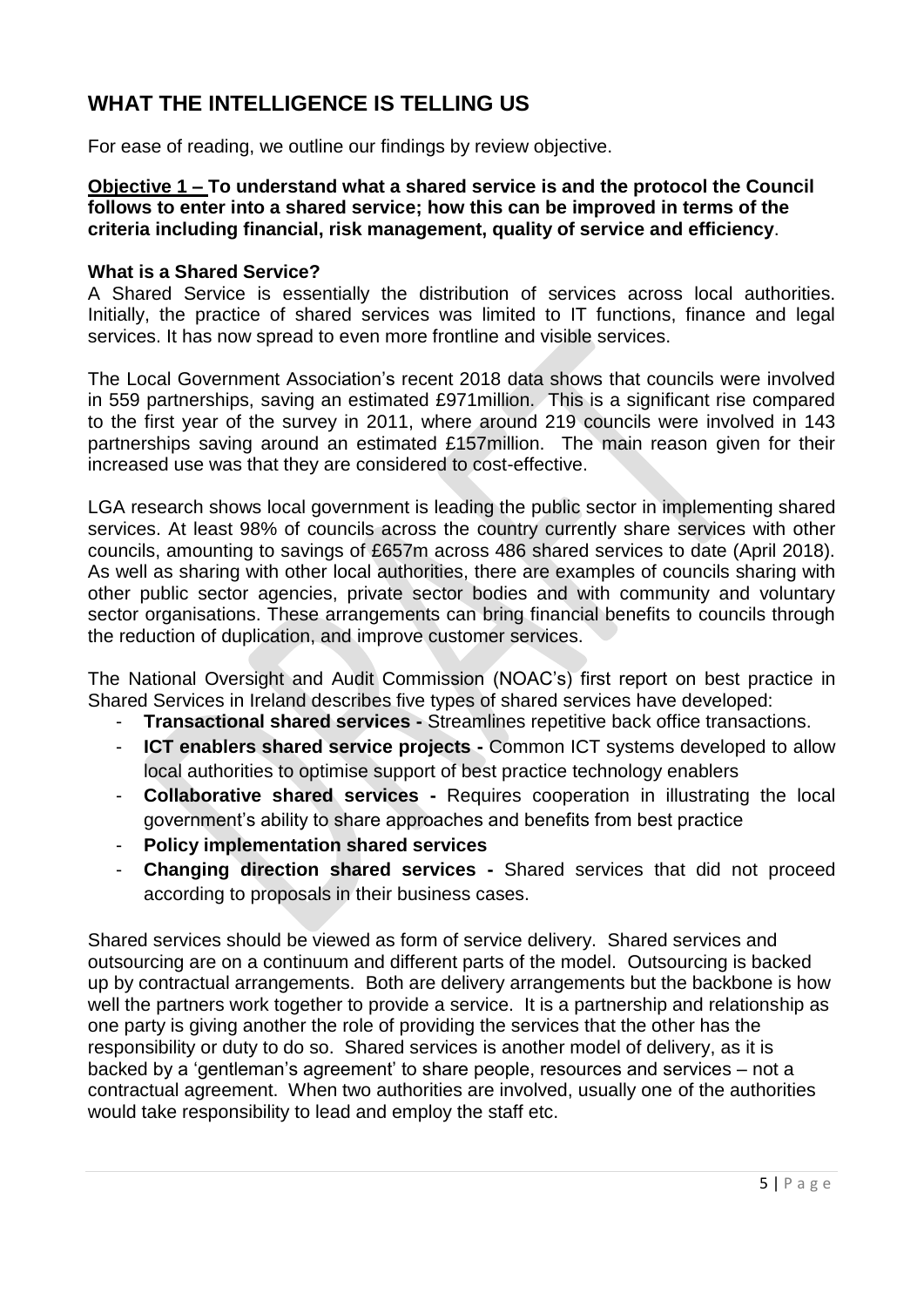## WHAT THE INTELLIGENCE IS TELLING US

For ease of reading, we outline our findings by review objective.

**Objective 1 – To understand what a shared service is and the protocol the Council follows to enter into a shared service; how this can be improved in terms of the criteria including financial, risk management, quality of service and efficiency**.

**What is a Shared Service?**

A Shared Service is essentially the distribution of services across local authorities. Initially, the practice of shared services was limited to IT functions, finance and legal services. It has now spread to even more frontline and visible services.

The Local Government Association's recent 2018 data shows that councils were involved in 559 partnerships, saving an estimated £971million. This is a significant rise compared to the first year of the survey in 2011, where around 219 councils were involved in 143 partnerships saving around an estimated £157million. The main reason given for their increased use was that they are considered to cost-effective.

LGA research shows local government is leading the public sector in implementing shared services. At least 98% of councils across the country currently share services with other councils, amounting to savings of £657m across 486 shared services to date (April 2018). As well as sharing with other local authorities, there are examples of councils sharing with other public sector agencies, private sector bodies and with community and voluntary sector organisations. These arrangements can bring financial benefits to councils through the reduction of duplication, and improve customer services.

The National Oversight and Audit Commission (NOAC's) first report on best practice in Shared Services in Ireland describes five types of shared services have developed:

- **Transactional shared services -** Streamlines repetitive back office transactions.
- **ICT enablers shared service projects -** Common ICT systems developed to allow local authorities to optimise support of best practice technology enablers
- **Collaborative shared services -** Requires cooperation in illustrating the local government's ability to share approaches and benefits from best practice
- **Policy implementation shared services**
- **Changing direction shared services -** Shared services that did not proceed according to proposals in their business cases.

Shared services should be viewed as form of service delivery. Shared services and outsourcing are on a continuum and different parts of the model. Outsourcing is backed up by contractual arrangements. Both are delivery arrangements but the backbone is how well the partners work together to provide a service. It is a partnership and relationship as one party is giving another the role of providing the services that the other has the responsibility or duty to do so. Shared services is another model of delivery, as it is backed by a 'gentleman's agreement' to share people, resources and services – not a contractual agreement. When two authorities are involved, usually one of the authorities would take responsibility to lead and employ the staff etc.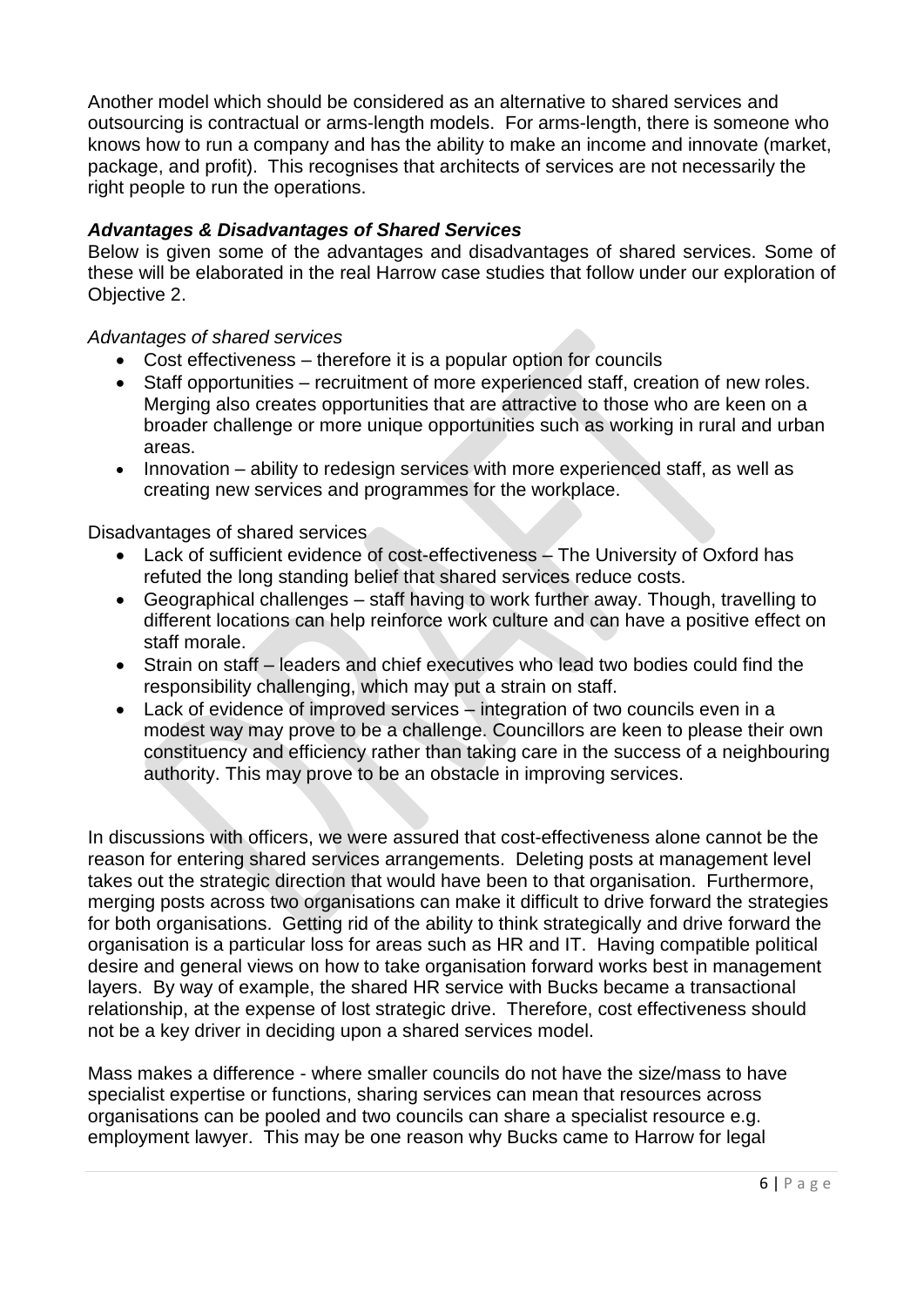Another model which should be considered as an alternative to shared services and outsourcing is contractual or arms-length models. For arms-length, there is someone who knows how to run a company and has the ability to make an income and innovate (market, package, and profit). This recognises that architects of services are not necessarily the right people to run the operations.

***Advantages & Disadvantages of Shared Services***

Below is given some of the advantages and disadvantages of shared services. Some of these will be elaborated in the real Harrow case studies that follow under our exploration of Objective 2.

*Advantages of shared services*

- Cost effectiveness – therefore it is a popular option for councils
- Staff opportunities – recruitment of more experienced staff, creation of new roles. Merging also creates opportunities that are attractive to those who are keen on a broader challenge or more unique opportunities such as working in rural and urban areas.
- Innovation – ability to redesign services with more experienced staff, as well as creating new services and programmes for the workplace.

Disadvantages of shared services

- Lack of sufficient evidence of cost-effectiveness – The University of Oxford has refuted the long standing belief that shared services reduce costs.
- Geographical challenges – staff having to work further away. Though, travelling to different locations can help reinforce work culture and can have a positive effect on staff morale.
- Strain on staff – leaders and chief executives who lead two bodies could find the responsibility challenging, which may put a strain on staff.
- Lack of evidence of improved services – integration of two councils even in a modest way may prove to be a challenge. Councillors are keen to please their own constituency and efficiency rather than taking care in the success of a neighbouring authority. This may prove to be an obstacle in improving services.

In discussions with officers, we were assured that cost-effectiveness alone cannot be the reason for entering shared services arrangements. Deleting posts at management level takes out the strategic direction that would have been to that organisation. Furthermore, merging posts across two organisations can make it difficult to drive forward the strategies for both organisations. Getting rid of the ability to think strategically and drive forward the organisation is a particular loss for areas such as HR and IT. Having compatible political desire and general views on how to take organisation forward works best in management layers. By way of example, the shared HR service with Bucks became a transactional relationship, at the expense of lost strategic drive. Therefore, cost effectiveness should not be a key driver in deciding upon a shared services model.

Mass makes a difference - where smaller councils do not have the size/mass to have specialist expertise or functions, sharing services can mean that resources across organisations can be pooled and two councils can share a specialist resource e.g. employment lawyer. This may be one reason why Bucks came to Harrow for legal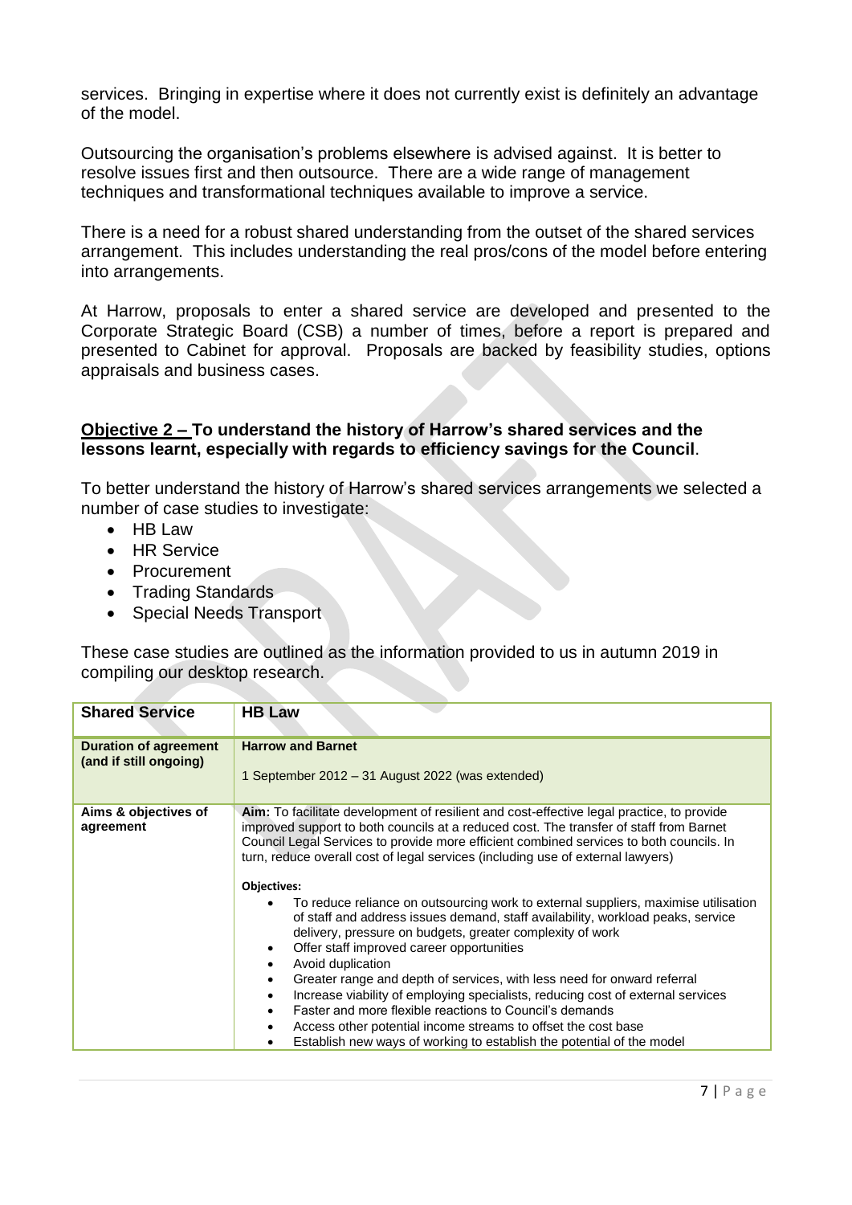services. Bringing in expertise where it does not currently exist is definitely an advantage of the model.

Outsourcing the organisation's problems elsewhere is advised against. It is better to resolve issues first and then outsource. There are a wide range of management techniques and transformational techniques available to improve a service.

There is a need for a robust shared understanding from the outset of the shared services arrangement. This includes understanding the real pros/cons of the model before entering into arrangements.

At Harrow, proposals to enter a shared service are developed and presented to the Corporate Strategic Board (CSB) a number of times, before a report is prepared and presented to Cabinet for approval. Proposals are backed by feasibility studies, options appraisals and business cases.

**Objective 2 – To understand the history of Harrow's shared services and the lessons learnt, especially with regards to efficiency savings for the Council**.

To better understand the history of Harrow's shared services arrangements we selected a number of case studies to investigate:

- HB Law
- HR Service
- Procurement
- Trading Standards
- Special Needs Transport

These case studies are outlined as the information provided to us in autumn 2019 in compiling our desktop research.

| **Shared Service** | **HB Law** |
|---|---|
| **Duration of agreement (and if still ongoing)** | **Harrow and Barnet**<br><br>1 September 2012 – 31 August 2022 (was extended) |
| **Aims & objectives of agreement** | **Aim:** To facilitate development of resilient and cost-effective legal practice, to provide improved support to both councils at a reduced cost. The transfer of staff from Barnet Council Legal Services to provide more efficient combined services to both councils. In turn, reduce overall cost of legal services (including use of external lawyers)<br><br>**Objectives:**<br>• To reduce reliance on outsourcing work to external suppliers, maximise utilisation of staff and address issues demand, staff availability, workload peaks, service delivery, pressure on budgets, greater complexity of work<br>• Offer staff improved career opportunities<br>• Avoid duplication<br>• Greater range and depth of services, with less need for onward referral<br>• Increase viability of employing specialists, reducing cost of external services<br>• Faster and more flexible reactions to Council's demands<br>• Access other potential income streams to offset the cost base<br>• Establish new ways of working to establish the potential of the model |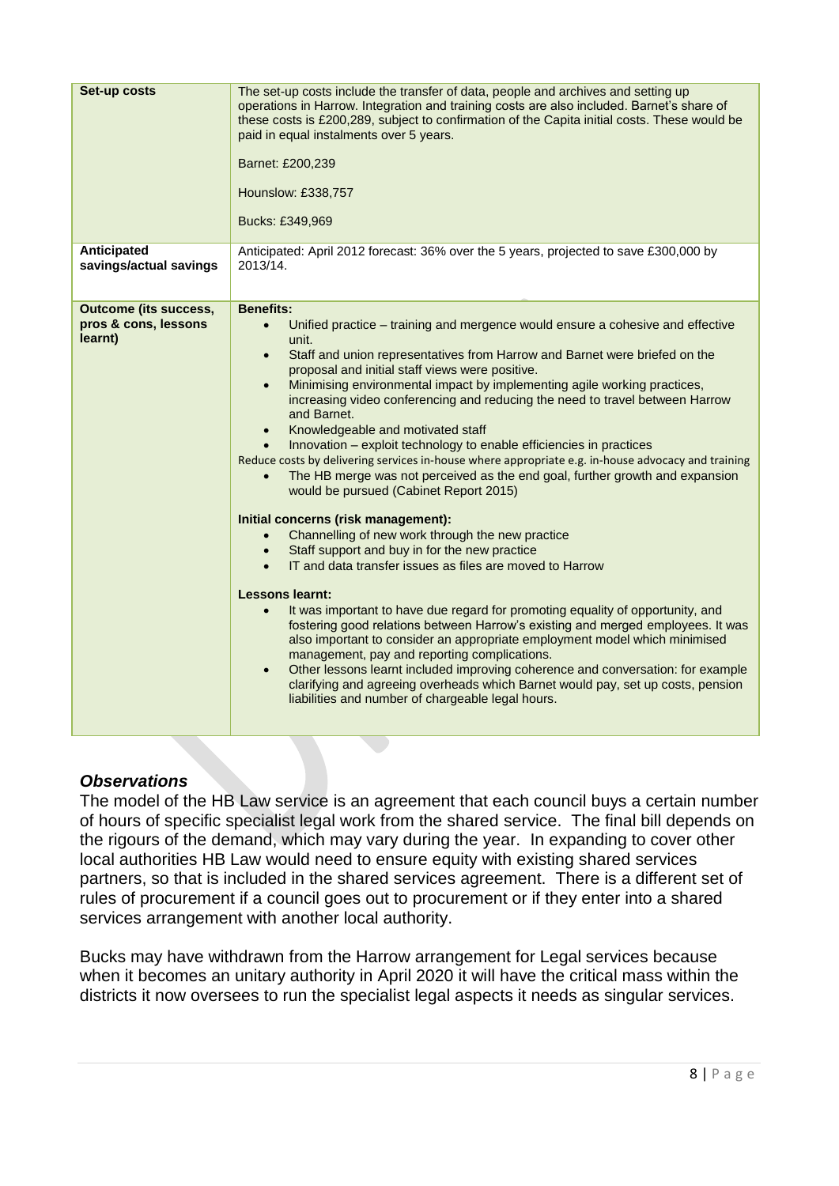| | |
|---|---|
| **Set-up costs** | The set-up costs include the transfer of data, people and archives and setting up operations in Harrow. Integration and training costs are also included. Barnet's share of these costs is £200,289, subject to confirmation of the Capita initial costs. These would be paid in equal instalments over 5 years.<br><br>Barnet: £200,239<br><br>Hounslow: £338,757<br><br>Bucks: £349,969 |
| **Anticipated savings/actual savings** | Anticipated: April 2012 forecast: 36% over the 5 years, projected to save £300,000 by 2013/14. |
| **Outcome (its success, pros & cons, lessons learnt)** | **Benefits:**<br>• Unified practice – training and mergence would ensure a cohesive and effective unit.<br>• Staff and union representatives from Harrow and Barnet were briefed on the proposal and initial staff views were positive.<br>• Minimising environmental impact by implementing agile working practices, increasing video conferencing and reducing the need to travel between Harrow and Barnet.<br>• Knowledgeable and motivated staff<br>• Innovation – exploit technology to enable efficiencies in practices<br>Reduce costs by delivering services in-house where appropriate e.g. in-house advocacy and training<br>• The HB merge was not perceived as the end goal, further growth and expansion would be pursued (Cabinet Report 2015)<br><br>**Initial concerns (risk management):**<br>• Channelling of new work through the new practice<br>• Staff support and buy in for the new practice<br>• IT and data transfer issues as files are moved to Harrow<br><br>**Lessons learnt:**<br>• It was important to have due regard for promoting equality of opportunity, and fostering good relations between Harrow's existing and merged employees. It was also important to consider an appropriate employment model which minimised management, pay and reporting complications.<br>• Other lessons learnt included improving coherence and conversation: for example clarifying and agreeing overheads which Barnet would pay, set up costs, pension liabilities and number of chargeable legal hours. |

### *Observations*

The model of the HB Law service is an agreement that each council buys a certain number of hours of specific specialist legal work from the shared service. The final bill depends on the rigours of the demand, which may vary during the year. In expanding to cover other local authorities HB Law would need to ensure equity with existing shared services partners, so that is included in the shared services agreement. There is a different set of rules of procurement if a council goes out to procurement or if they enter into a shared services arrangement with another local authority.

Bucks may have withdrawn from the Harrow arrangement for Legal services because when it becomes an unitary authority in April 2020 it will have the critical mass within the districts it now oversees to run the specialist legal aspects it needs as singular services.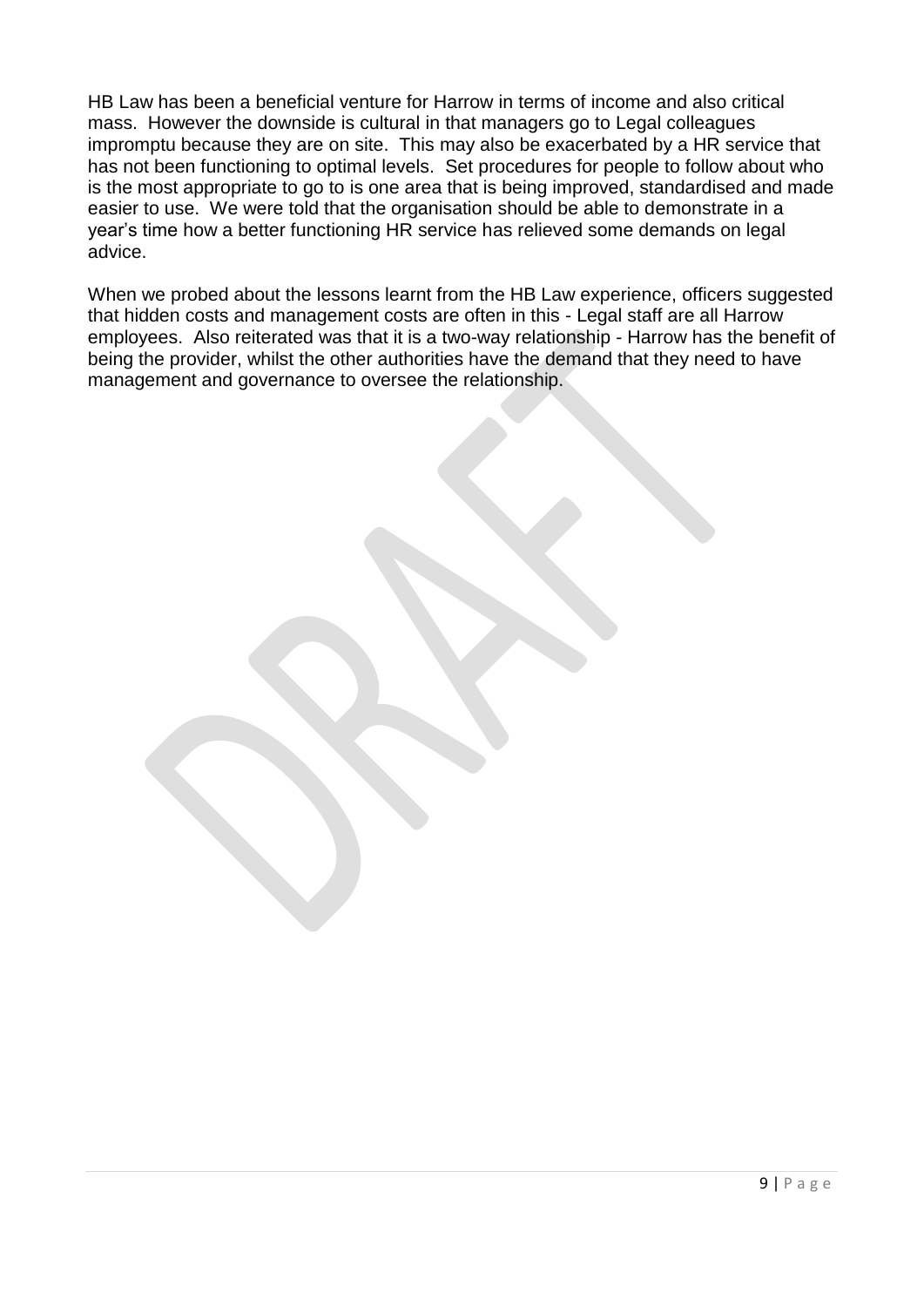HB Law has been a beneficial venture for Harrow in terms of income and also critical mass. However the downside is cultural in that managers go to Legal colleagues impromptu because they are on site. This may also be exacerbated by a HR service that has not been functioning to optimal levels. Set procedures for people to follow about who is the most appropriate to go to is one area that is being improved, standardised and made easier to use. We were told that the organisation should be able to demonstrate in a year's time how a better functioning HR service has relieved some demands on legal advice.

When we probed about the lessons learnt from the HB Law experience, officers suggested that hidden costs and management costs are often in this - Legal staff are all Harrow employees. Also reiterated was that it is a two-way relationship - Harrow has the benefit of being the provider, whilst the other authorities have the demand that they need to have management and governance to oversee the relationship.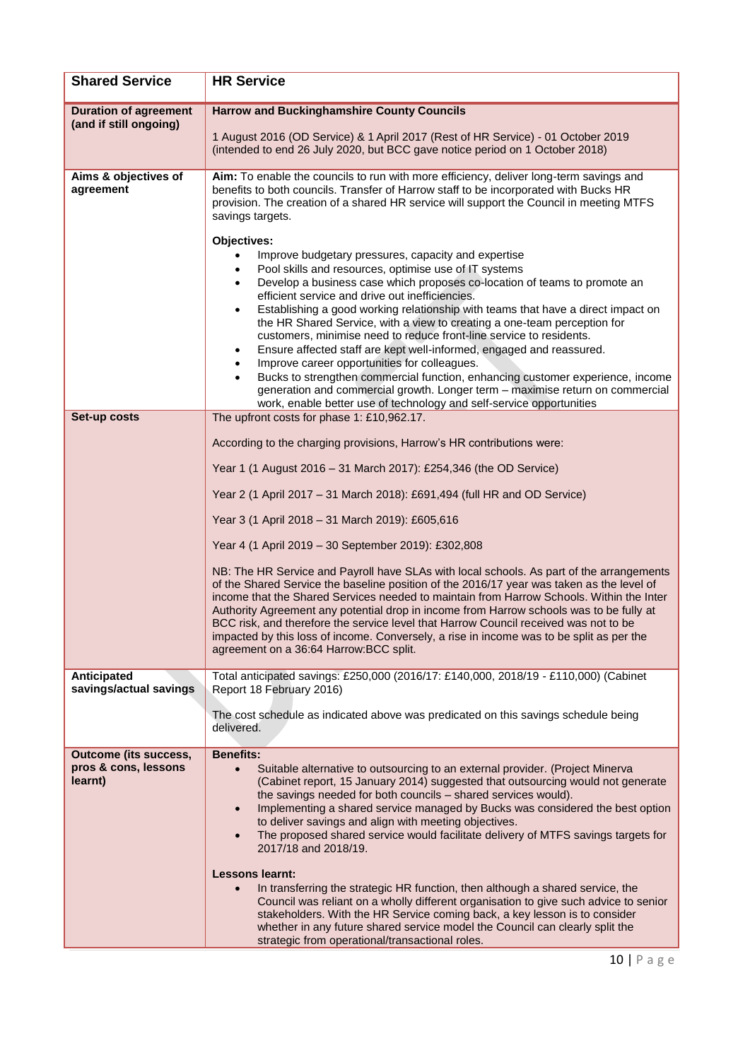| Shared Service | HR Service |
|---|---|
| **Duration of agreement (and if still ongoing)** | **Harrow and Buckinghamshire County Councils**<br><br>1 August 2016 (OD Service) & 1 April 2017 (Rest of HR Service) - 01 October 2019 (intended to end 26 July 2020, but BCC gave notice period on 1 October 2018) |
| **Aims & objectives of agreement** | **Aim:** To enable the councils to run with more efficiency, deliver long-term savings and benefits to both councils. Transfer of Harrow staff to be incorporated with Bucks HR provision. The creation of a shared HR service will support the Council in meeting MTFS savings targets.<br><br>**Objectives:**<br>• Improve budgetary pressures, capacity and expertise<br>• Pool skills and resources, optimise use of IT systems<br>• Develop a business case which proposes co-location of teams to promote an efficient service and drive out inefficiencies.<br>• Establishing a good working relationship with teams that have a direct impact on the HR Shared Service, with a view to creating a one-team perception for customers, minimise need to reduce front-line service to residents.<br>• Ensure affected staff are kept well-informed, engaged and reassured.<br>• Improve career opportunities for colleagues.<br>• Bucks to strengthen commercial function, enhancing customer experience, income generation and commercial growth. Longer term – maximise return on commercial work, enable better use of technology and self-service opportunities |
| **Set-up costs** | The upfront costs for phase 1: £10,962.17.<br><br>According to the charging provisions, Harrow's HR contributions were:<br><br>Year 1 (1 August 2016 – 31 March 2017): £254,346 (the OD Service)<br><br>Year 2 (1 April 2017 – 31 March 2018): £691,494 (full HR and OD Service)<br><br>Year 3 (1 April 2018 – 31 March 2019): £605,616<br><br>Year 4 (1 April 2019 – 30 September 2019): £302,808<br><br>NB: The HR Service and Payroll have SLAs with local schools. As part of the arrangements of the Shared Service the baseline position of the 2016/17 year was taken as the level of income that the Shared Services needed to maintain from Harrow Schools. Within the Inter Authority Agreement any potential drop in income from Harrow schools was to be fully at BCC risk, and therefore the service level that Harrow Council received was not to be impacted by this loss of income. Conversely, a rise in income was to be split as per the agreement on a 36:64 Harrow:BCC split. |
| **Anticipated savings/actual savings** | Total anticipated savings: £250,000 (2016/17: £140,000, 2018/19 - £110,000) (Cabinet Report 18 February 2016)<br><br>The cost schedule as indicated above was predicated on this savings schedule being delivered. |
| **Outcome (its success, pros & cons, lessons learnt)** | **Benefits:**<br>• Suitable alternative to outsourcing to an external provider. (Project Minerva (Cabinet report, 15 January 2014) suggested that outsourcing would not generate the savings needed for both councils – shared services would).<br>• Implementing a shared service managed by Bucks was considered the best option to deliver savings and align with meeting objectives.<br>• The proposed shared service would facilitate delivery of MTFS savings targets for 2017/18 and 2018/19.<br><br>**Lessons learnt:**<br>• In transferring the strategic HR function, then although a shared service, the Council was reliant on a wholly different organisation to give such advice to senior stakeholders. With the HR Service coming back, a key lesson is to consider whether in any future shared service model the Council can clearly split the strategic from operational/transactional roles. |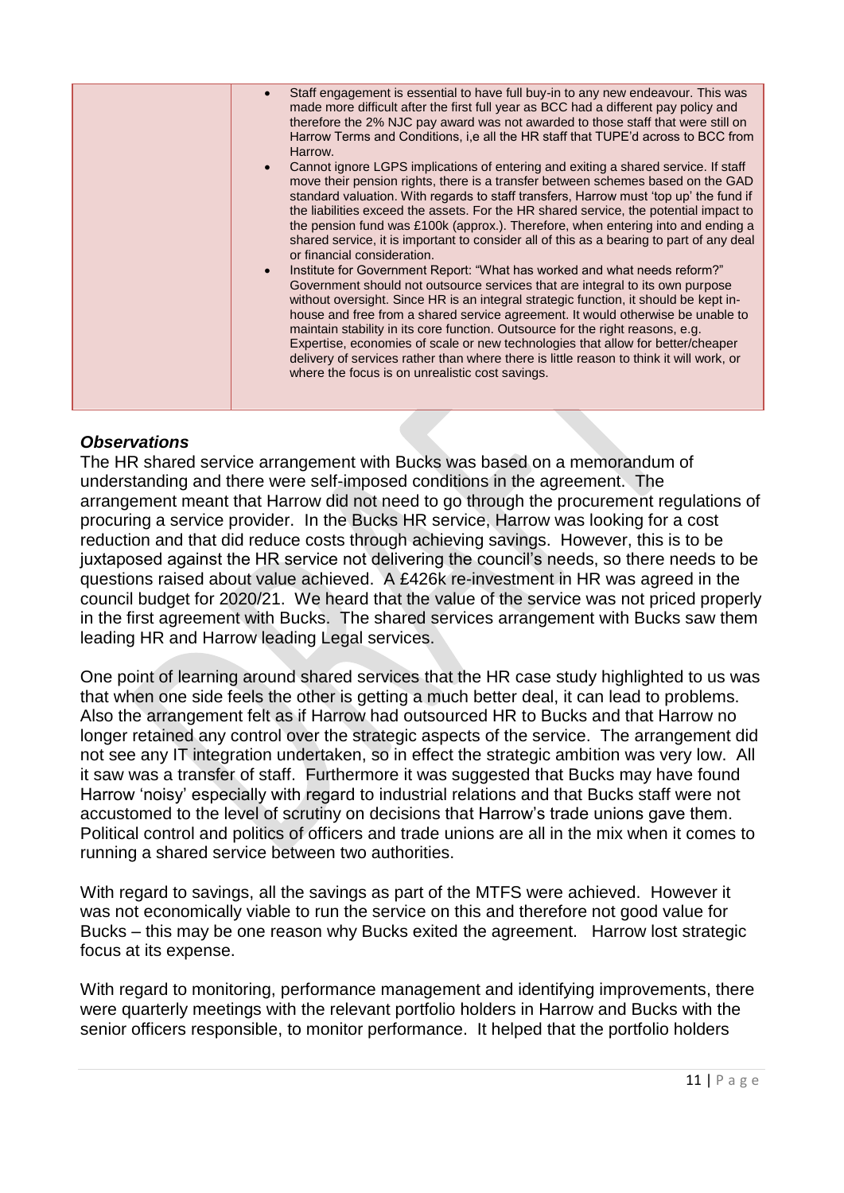| | |
|---|---|
| | • Staff engagement is essential to have full buy-in to any new endeavour. This was made more difficult after the first full year as BCC had a different pay policy and therefore the 2% NJC pay award was not awarded to those staff that were still on Harrow Terms and Conditions, i,e all the HR staff that TUPE'd across to BCC from Harrow.<br>• Cannot ignore LGPS implications of entering and exiting a shared service. If staff move their pension rights, there is a transfer between schemes based on the GAD standard valuation. With regards to staff transfers, Harrow must 'top up' the fund if the liabilities exceed the assets. For the HR shared service, the potential impact to the pension fund was £100k (approx.). Therefore, when entering into and ending a shared service, it is important to consider all of this as a bearing to part of any deal or financial consideration.<br>• Institute for Government Report: "What has worked and what needs reform?" Government should not outsource services that are integral to its own purpose without oversight. Since HR is an integral strategic function, it should be kept in-house and free from a shared service agreement. It would otherwise be unable to maintain stability in its core function. Outsource for the right reasons, e.g. Expertise, economies of scale or new technologies that allow for better/cheaper delivery of services rather than where there is little reason to think it will work, or where the focus is on unrealistic cost savings. |

### *Observations*

The HR shared service arrangement with Bucks was based on a memorandum of understanding and there were self-imposed conditions in the agreement. The arrangement meant that Harrow did not need to go through the procurement regulations of procuring a service provider. In the Bucks HR service, Harrow was looking for a cost reduction and that did reduce costs through achieving savings. However, this is to be juxtaposed against the HR service not delivering the council's needs, so there needs to be questions raised about value achieved. A £426k re-investment in HR was agreed in the council budget for 2020/21. We heard that the value of the service was not priced properly in the first agreement with Bucks. The shared services arrangement with Bucks saw them leading HR and Harrow leading Legal services.

One point of learning around shared services that the HR case study highlighted to us was that when one side feels the other is getting a much better deal, it can lead to problems. Also the arrangement felt as if Harrow had outsourced HR to Bucks and that Harrow no longer retained any control over the strategic aspects of the service. The arrangement did not see any IT integration undertaken, so in effect the strategic ambition was very low. All it saw was a transfer of staff. Furthermore it was suggested that Bucks may have found Harrow 'noisy' especially with regard to industrial relations and that Bucks staff were not accustomed to the level of scrutiny on decisions that Harrow's trade unions gave them. Political control and politics of officers and trade unions are all in the mix when it comes to running a shared service between two authorities.

With regard to savings, all the savings as part of the MTFS were achieved. However it was not economically viable to run the service on this and therefore not good value for Bucks – this may be one reason why Bucks exited the agreement. Harrow lost strategic focus at its expense.

With regard to monitoring, performance management and identifying improvements, there were quarterly meetings with the relevant portfolio holders in Harrow and Bucks with the senior officers responsible, to monitor performance. It helped that the portfolio holders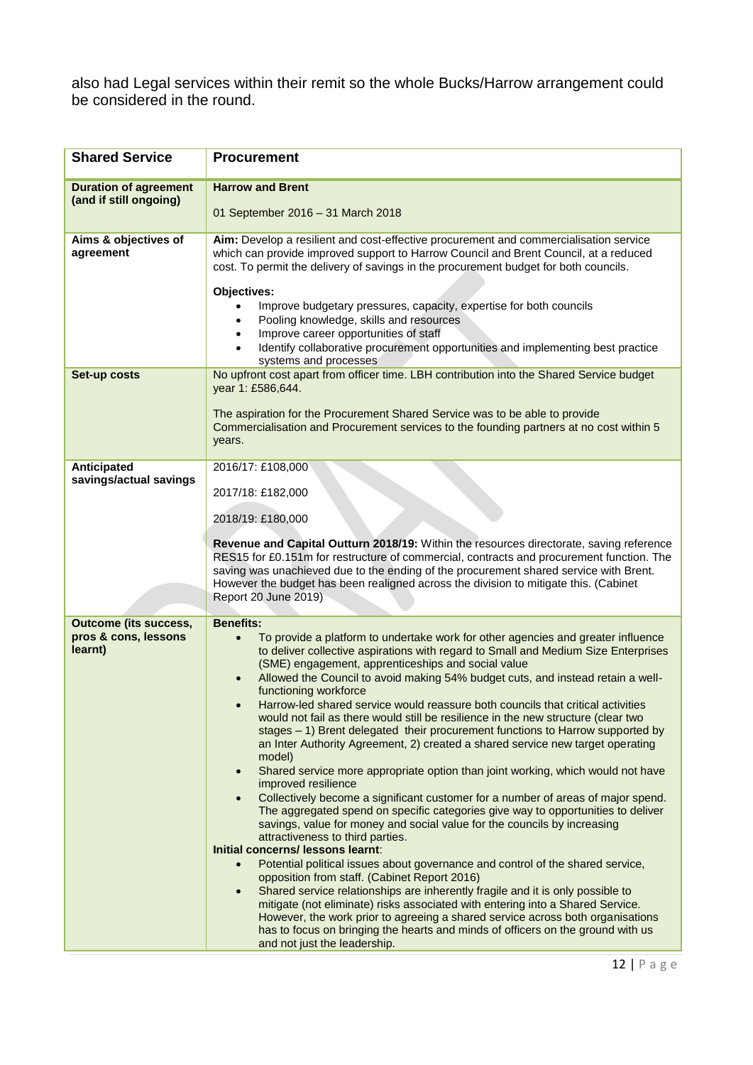also had Legal services within their remit so the whole Bucks/Harrow arrangement could be considered in the round.

| **Shared Service** | **Procurement** |
|---|---|
| **Duration of agreement (and if still ongoing)** | **Harrow and Brent**<br><br>01 September 2016 – 31 March 2018 |
| **Aims & objectives of agreement** | **Aim:** Develop a resilient and cost-effective procurement and commercialisation service which can provide improved support to Harrow Council and Brent Council, at a reduced cost. To permit the delivery of savings in the procurement budget for both councils.<br><br>**Objectives:**<br>• Improve budgetary pressures, capacity, expertise for both councils<br>• Pooling knowledge, skills and resources<br>• Improve career opportunities of staff<br>• Identify collaborative procurement opportunities and implementing best practice systems and processes |
| **Set-up costs** | No upfront cost apart from officer time. LBH contribution into the Shared Service budget year 1: £586,644.<br><br>The aspiration for the Procurement Shared Service was to be able to provide Commercialisation and Procurement services to the founding partners at no cost within 5 years. |
| **Anticipated savings/actual savings** | 2016/17: £108,000<br><br>2017/18: £182,000<br><br>2018/19: £180,000<br><br>**Revenue and Capital Outturn 2018/19:** Within the resources directorate, saving reference RES15 for £0.151m for restructure of commercial, contracts and procurement function. The saving was unachieved due to the ending of the procurement shared service with Brent. However the budget has been realigned across the division to mitigate this. (Cabinet Report 20 June 2019) |
| **Outcome (its success, pros & cons, lessons learnt)** | **Benefits:**<br>• To provide a platform to undertake work for other agencies and greater influence to deliver collective aspirations with regard to Small and Medium Size Enterprises (SME) engagement, apprenticeships and social value<br>• Allowed the Council to avoid making 54% budget cuts, and instead retain a well-functioning workforce<br>• Harrow-led shared service would reassure both councils that critical activities would not fail as there would still be resilience in the new structure (clear two stages – 1) Brent delegated their procurement functions to Harrow supported by an Inter Authority Agreement, 2) created a shared service new target operating model)<br>• Shared service more appropriate option than joint working, which would not have improved resilience<br>• Collectively become a significant customer for a number of areas of major spend. The aggregated spend on specific categories give way to opportunities to deliver savings, value for money and social value for the councils by increasing attractiveness to third parties.<br>**Initial concerns/ lessons learnt**:<br>• Potential political issues about governance and control of the shared service, opposition from staff. (Cabinet Report 2016)<br>• Shared service relationships are inherently fragile and it is only possible to mitigate (not eliminate) risks associated with entering into a Shared Service. However, the work prior to agreeing a shared service across both organisations has to focus on bringing the hearts and minds of officers on the ground with us and not just the leadership. |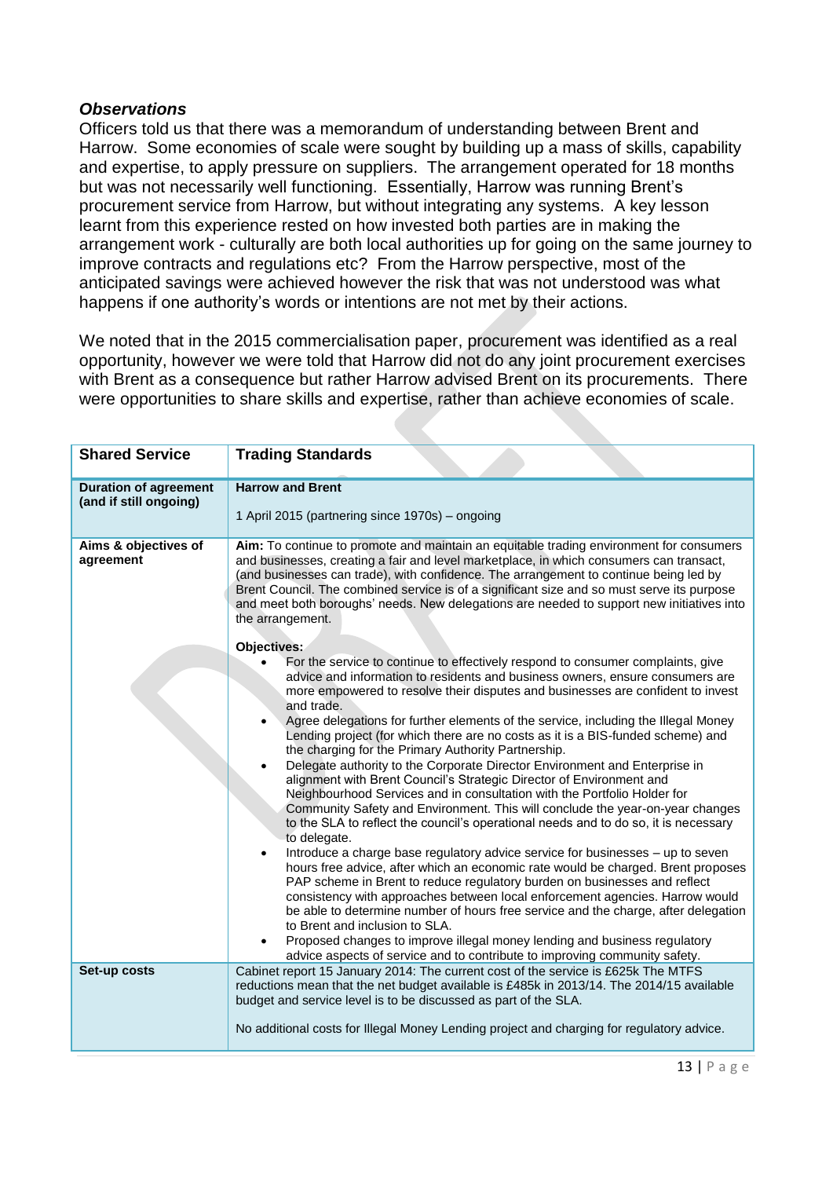### *Observations*

Officers told us that there was a memorandum of understanding between Brent and Harrow. Some economies of scale were sought by building up a mass of skills, capability and expertise, to apply pressure on suppliers. The arrangement operated for 18 months but was not necessarily well functioning. Essentially, Harrow was running Brent's procurement service from Harrow, but without integrating any systems. A key lesson learnt from this experience rested on how invested both parties are in making the arrangement work - culturally are both local authorities up for going on the same journey to improve contracts and regulations etc? From the Harrow perspective, most of the anticipated savings were achieved however the risk that was not understood was what happens if one authority's words or intentions are not met by their actions.

We noted that in the 2015 commercialisation paper, procurement was identified as a real opportunity, however we were told that Harrow did not do any joint procurement exercises with Brent as a consequence but rather Harrow advised Brent on its procurements. There were opportunities to share skills and expertise, rather than achieve economies of scale.

| **Shared Service** | **Trading Standards** |
|---|---|
| **Duration of agreement (and if still ongoing)** | **Harrow and Brent**<br><br>1 April 2015 (partnering since 1970s) – ongoing |
| **Aims & objectives of agreement** | **Aim:** To continue to promote and maintain an equitable trading environment for consumers and businesses, creating a fair and level marketplace, in which consumers can transact, (and businesses can trade), with confidence. The arrangement to continue being led by Brent Council. The combined service is of a significant size and so must serve its purpose and meet both boroughs' needs. New delegations are needed to support new initiatives into the arrangement.<br><br>**Objectives:**<br>• For the service to continue to effectively respond to consumer complaints, give advice and information to residents and business owners, ensure consumers are more empowered to resolve their disputes and businesses are confident to invest and trade.<br>• Agree delegations for further elements of the service, including the Illegal Money Lending project (for which there are no costs as it is a BIS-funded scheme) and the charging for the Primary Authority Partnership.<br>• Delegate authority to the Corporate Director Environment and Enterprise in alignment with Brent Council's Strategic Director of Environment and Neighbourhood Services and in consultation with the Portfolio Holder for Community Safety and Environment. This will conclude the year-on-year changes to the SLA to reflect the council's operational needs and to do so, it is necessary to delegate.<br>• Introduce a charge base regulatory advice service for businesses – up to seven hours free advice, after which an economic rate would be charged. Brent proposes PAP scheme in Brent to reduce regulatory burden on businesses and reflect consistency with approaches between local enforcement agencies. Harrow would be able to determine number of hours free service and the charge, after delegation to Brent and inclusion to SLA.<br>• Proposed changes to improve illegal money lending and business regulatory advice aspects of service and to contribute to improving community safety. |
| **Set-up costs** | Cabinet report 15 January 2014: The current cost of the service is £625k The MTFS reductions mean that the net budget available is £485k in 2013/14. The 2014/15 available budget and service level is to be discussed as part of the SLA.<br><br>No additional costs for Illegal Money Lending project and charging for regulatory advice. |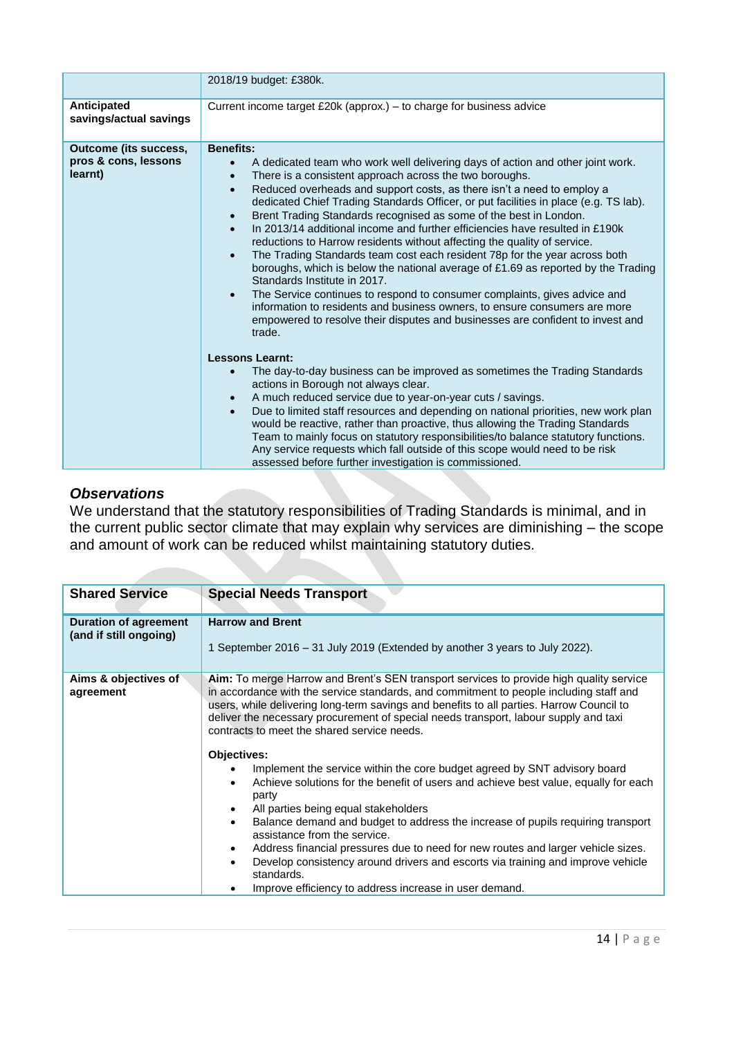| | |
|---|---|
| | 2018/19 budget: £380k. |
| **Anticipated savings/actual savings** | Current income target £20k (approx.) – to charge for business advice |
| **Outcome (its success, pros & cons, lessons learnt)** | **Benefits:**<br>• A dedicated team who work well delivering days of action and other joint work.<br>• There is a consistent approach across the two boroughs.<br>• Reduced overheads and support costs, as there isn't a need to employ a dedicated Chief Trading Standards Officer, or put facilities in place (e.g. TS lab).<br>• Brent Trading Standards recognised as some of the best in London.<br>• In 2013/14 additional income and further efficiencies have resulted in £190k reductions to Harrow residents without affecting the quality of service.<br>• The Trading Standards team cost each resident 78p for the year across both boroughs, which is below the national average of £1.69 as reported by the Trading Standards Institute in 2017.<br>• The Service continues to respond to consumer complaints, gives advice and information to residents and business owners, to ensure consumers are more empowered to resolve their disputes and businesses are confident to invest and trade.<br><br>**Lessons Learnt:**<br>• The day-to-day business can be improved as sometimes the Trading Standards actions in Borough not always clear.<br>• A much reduced service due to year-on-year cuts / savings.<br>• Due to limited staff resources and depending on national priorities, new work plan would be reactive, rather than proactive, thus allowing the Trading Standards Team to mainly focus on statutory responsibilities/to balance statutory functions. Any service requests which fall outside of this scope would need to be risk assessed before further investigation is commissioned. |

### *Observations*

We understand that the statutory responsibilities of Trading Standards is minimal, and in the current public sector climate that may explain why services are diminishing – the scope and amount of work can be reduced whilst maintaining statutory duties.

| **Shared Service** | **Special Needs Transport** |
|---|---|
| **Duration of agreement (and if still ongoing)** | **Harrow and Brent**<br><br>1 September 2016 – 31 July 2019 (Extended by another 3 years to July 2022). |
| **Aims & objectives of agreement** | **Aim:** To merge Harrow and Brent's SEN transport services to provide high quality service in accordance with the service standards, and commitment to people including staff and users, while delivering long-term savings and benefits to all parties. Harrow Council to deliver the necessary procurement of special needs transport, labour supply and taxi contracts to meet the shared service needs.<br><br>**Objectives:**<br>• Implement the service within the core budget agreed by SNT advisory board<br>• Achieve solutions for the benefit of users and achieve best value, equally for each party<br>• All parties being equal stakeholders<br>• Balance demand and budget to address the increase of pupils requiring transport assistance from the service.<br>• Address financial pressures due to need for new routes and larger vehicle sizes.<br>• Develop consistency around drivers and escorts via training and improve vehicle standards.<br>• Improve efficiency to address increase in user demand. |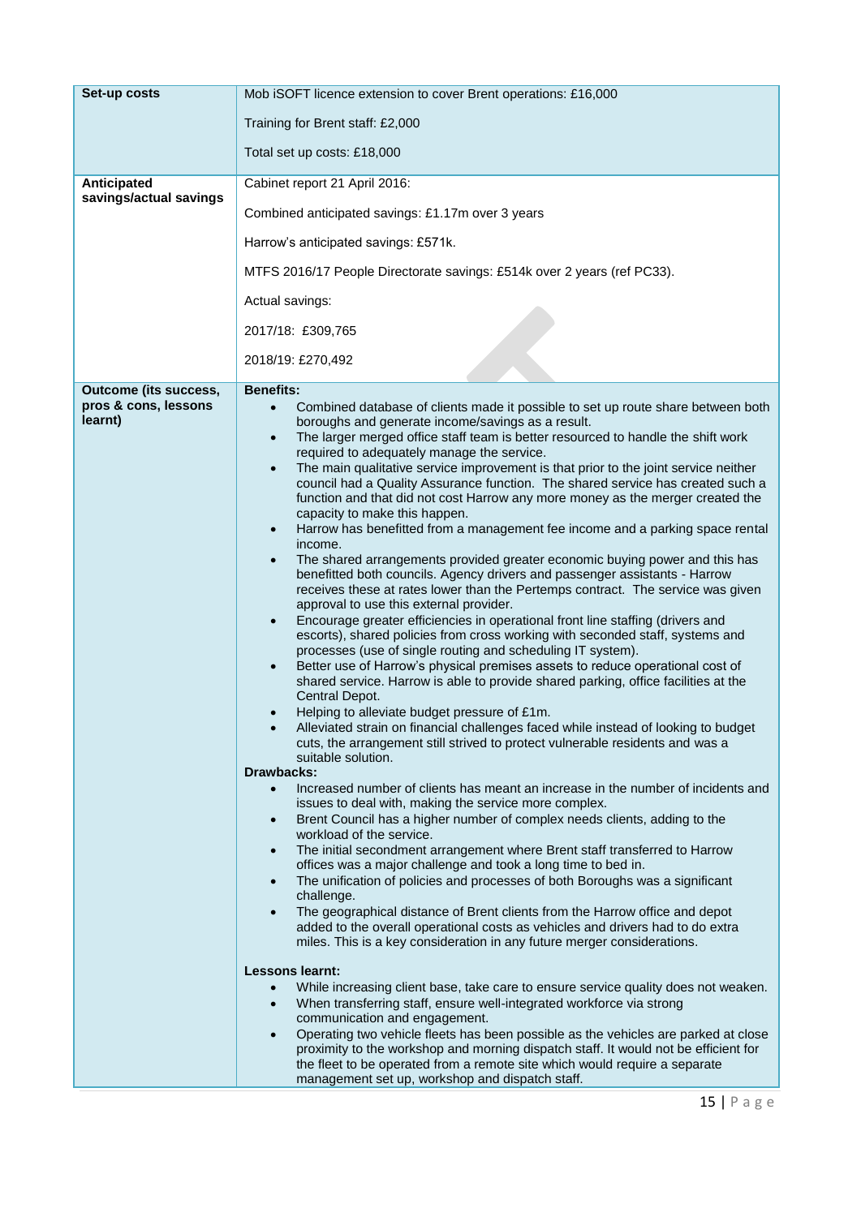| | |
|---|---|
| **Set-up costs** | Mob iSOFT licence extension to cover Brent operations: £16,000<br><br>Training for Brent staff: £2,000<br><br>Total set up costs: £18,000 |
| **Anticipated savings/actual savings** | Cabinet report 21 April 2016:<br><br>Combined anticipated savings: £1.17m over 3 years<br><br>Harrow's anticipated savings: £571k.<br><br>MTFS 2016/17 People Directorate savings: £514k over 2 years (ref PC33).<br><br>Actual savings:<br><br>2017/18: £309,765<br><br>2018/19: £270,492 |
| **Outcome (its success, pros & cons, lessons learnt)** | **Benefits:**<br>• Combined database of clients made it possible to set up route share between both boroughs and generate income/savings as a result.<br>• The larger merged office staff team is better resourced to handle the shift work required to adequately manage the service.<br>• The main qualitative service improvement is that prior to the joint service neither council had a Quality Assurance function. The shared service has created such a function and that did not cost Harrow any more money as the merger created the capacity to make this happen.<br>• Harrow has benefitted from a management fee income and a parking space rental income.<br>• The shared arrangements provided greater economic buying power and this has benefitted both councils. Agency drivers and passenger assistants - Harrow receives these at rates lower than the Pertemps contract. The service was given approval to use this external provider.<br>• Encourage greater efficiencies in operational front line staffing (drivers and escorts), shared policies from cross working with seconded staff, systems and processes (use of single routing and scheduling IT system).<br>• Better use of Harrow's physical premises assets to reduce operational cost of shared service. Harrow is able to provide shared parking, office facilities at the Central Depot.<br>• Helping to alleviate budget pressure of £1m.<br>• Alleviated strain on financial challenges faced while instead of looking to budget cuts, the arrangement still strived to protect vulnerable residents and was a suitable solution.<br>**Drawbacks:**<br>• Increased number of clients has meant an increase in the number of incidents and issues to deal with, making the service more complex.<br>• Brent Council has a higher number of complex needs clients, adding to the workload of the service.<br>• The initial secondment arrangement where Brent staff transferred to Harrow offices was a major challenge and took a long time to bed in.<br>• The unification of policies and processes of both Boroughs was a significant challenge.<br>• The geographical distance of Brent clients from the Harrow office and depot added to the overall operational costs as vehicles and drivers had to do extra miles. This is a key consideration in any future merger considerations.<br><br>**Lessons learnt:**<br>• While increasing client base, take care to ensure service quality does not weaken.<br>• When transferring staff, ensure well-integrated workforce via strong communication and engagement.<br>• Operating two vehicle fleets has been possible as the vehicles are parked at close proximity to the workshop and morning dispatch staff. It would not be efficient for the fleet to be operated from a remote site which would require a separate management set up, workshop and dispatch staff. |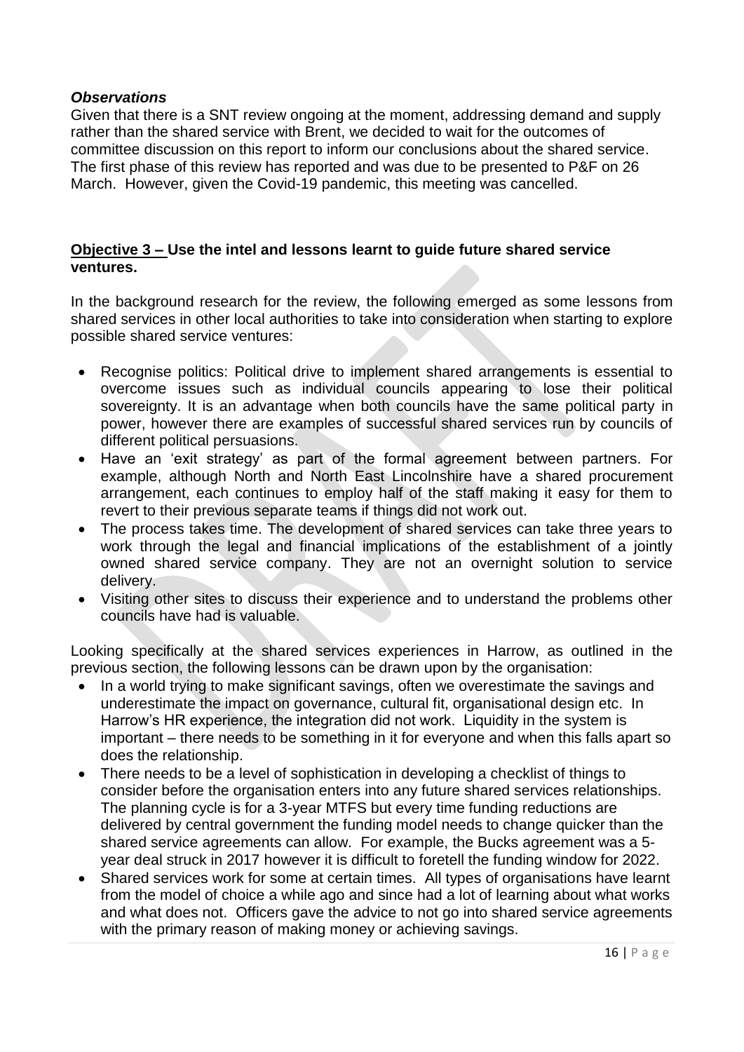***Observations***

Given that there is a SNT review ongoing at the moment, addressing demand and supply rather than the shared service with Brent, we decided to wait for the outcomes of committee discussion on this report to inform our conclusions about the shared service. The first phase of this review has reported and was due to be presented to P&F on 26 March. However, given the Covid-19 pandemic, this meeting was cancelled.

**Objective 3 – Use the intel and lessons learnt to guide future shared service ventures.**

In the background research for the review, the following emerged as some lessons from shared services in other local authorities to take into consideration when starting to explore possible shared service ventures:

- Recognise politics: Political drive to implement shared arrangements is essential to overcome issues such as individual councils appearing to lose their political sovereignty. It is an advantage when both councils have the same political party in power, however there are examples of successful shared services run by councils of different political persuasions.
- Have an 'exit strategy' as part of the formal agreement between partners. For example, although North and North East Lincolnshire have a shared procurement arrangement, each continues to employ half of the staff making it easy for them to revert to their previous separate teams if things did not work out.
- The process takes time. The development of shared services can take three years to work through the legal and financial implications of the establishment of a jointly owned shared service company. They are not an overnight solution to service delivery.
- Visiting other sites to discuss their experience and to understand the problems other councils have had is valuable.

Looking specifically at the shared services experiences in Harrow, as outlined in the previous section, the following lessons can be drawn upon by the organisation:

- In a world trying to make significant savings, often we overestimate the savings and underestimate the impact on governance, cultural fit, organisational design etc. In Harrow's HR experience, the integration did not work. Liquidity in the system is important – there needs to be something in it for everyone and when this falls apart so does the relationship.
- There needs to be a level of sophistication in developing a checklist of things to consider before the organisation enters into any future shared services relationships. The planning cycle is for a 3-year MTFS but every time funding reductions are delivered by central government the funding model needs to change quicker than the shared service agreements can allow. For example, the Bucks agreement was a 5-year deal struck in 2017 however it is difficult to foretell the funding window for 2022.
- Shared services work for some at certain times. All types of organisations have learnt from the model of choice a while ago and since had a lot of learning about what works and what does not. Officers gave the advice to not go into shared service agreements with the primary reason of making money or achieving savings.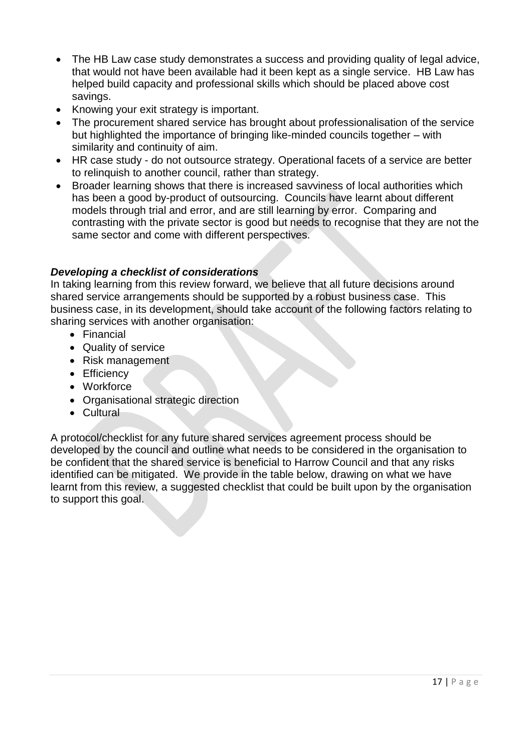- The HB Law case study demonstrates a success and providing quality of legal advice, that would not have been available had it been kept as a single service. HB Law has helped build capacity and professional skills which should be placed above cost savings.
- Knowing your exit strategy is important.
- The procurement shared service has brought about professionalisation of the service but highlighted the importance of bringing like-minded councils together – with similarity and continuity of aim.
- HR case study - do not outsource strategy. Operational facets of a service are better to relinquish to another council, rather than strategy.
- Broader learning shows that there is increased savviness of local authorities which has been a good by-product of outsourcing. Councils have learnt about different models through trial and error, and are still learning by error. Comparing and contrasting with the private sector is good but needs to recognise that they are not the same sector and come with different perspectives.

***Developing a checklist of considerations***

In taking learning from this review forward, we believe that all future decisions around shared service arrangements should be supported by a robust business case. This business case, in its development, should take account of the following factors relating to sharing services with another organisation:

- Financial
- Quality of service
- Risk management
- Efficiency
- Workforce
- Organisational strategic direction
- Cultural

A protocol/checklist for any future shared services agreement process should be developed by the council and outline what needs to be considered in the organisation to be confident that the shared service is beneficial to Harrow Council and that any risks identified can be mitigated. We provide in the table below, drawing on what we have learnt from this review, a suggested checklist that could be built upon by the organisation to support this goal.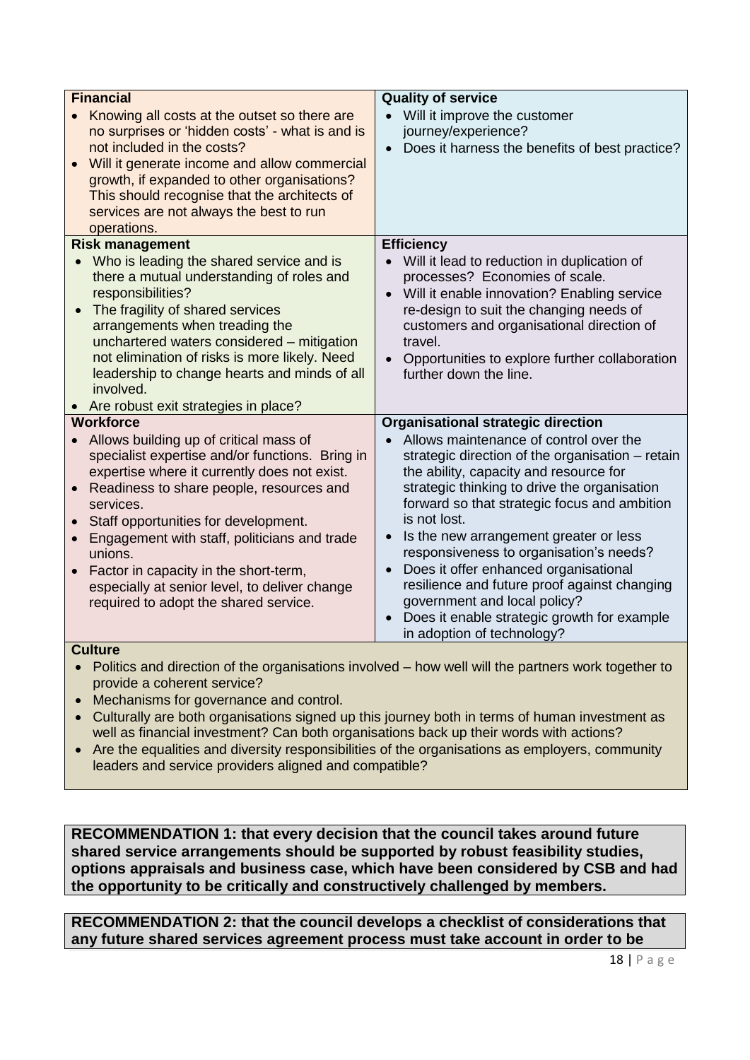| | |
|---|---|
| **Financial**<br>• Knowing all costs at the outset so there are no surprises or 'hidden costs' - what is and is not included in the costs?<br>• Will it generate income and allow commercial growth, if expanded to other organisations? This should recognise that the architects of services are not always the best to run operations. | **Quality of service**<br>• Will it improve the customer journey/experience?<br>• Does it harness the benefits of best practice? |
| **Risk management**<br>• Who is leading the shared service and is there a mutual understanding of roles and responsibilities?<br>• The fragility of shared services arrangements when treading the unchartered waters considered – mitigation not elimination of risks is more likely. Need leadership to change hearts and minds of all involved.<br>• Are robust exit strategies in place? | **Efficiency**<br>• Will it lead to reduction in duplication of processes? Economies of scale.<br>• Will it enable innovation? Enabling service re-design to suit the changing needs of customers and organisational direction of travel.<br>• Opportunities to explore further collaboration further down the line. |
| **Workforce**<br>• Allows building up of critical mass of specialist expertise and/or functions. Bring in expertise where it currently does not exist.<br>• Readiness to share people, resources and services.<br>• Staff opportunities for development.<br>• Engagement with staff, politicians and trade unions.<br>• Factor in capacity in the short-term, especially at senior level, to deliver change required to adopt the shared service. | **Organisational strategic direction**<br>• Allows maintenance of control over the strategic direction of the organisation – retain the ability, capacity and resource for strategic thinking to drive the organisation forward so that strategic focus and ambition is not lost.<br>• Is the new arrangement greater or less responsiveness to organisation's needs?<br>• Does it offer enhanced organisational resilience and future proof against changing government and local policy?<br>• Does it enable strategic growth for example in adoption of technology? |
| **Culture**<br>• Politics and direction of the organisations involved – how well will the partners work together to provide a coherent service?<br>• Mechanisms for governance and control.<br>• Culturally are both organisations signed up this journey both in terms of human investment as well as financial investment? Can both organisations back up their words with actions?<br>• Are the equalities and diversity responsibilities of the organisations as employers, community leaders and service providers aligned and compatible? | |

**RECOMMENDATION 1: that every decision that the council takes around future shared service arrangements should be supported by robust feasibility studies, options appraisals and business case, which have been considered by CSB and had the opportunity to be critically and constructively challenged by members.**

**RECOMMENDATION 2: that the council develops a checklist of considerations that any future shared services agreement process must take account in order to be**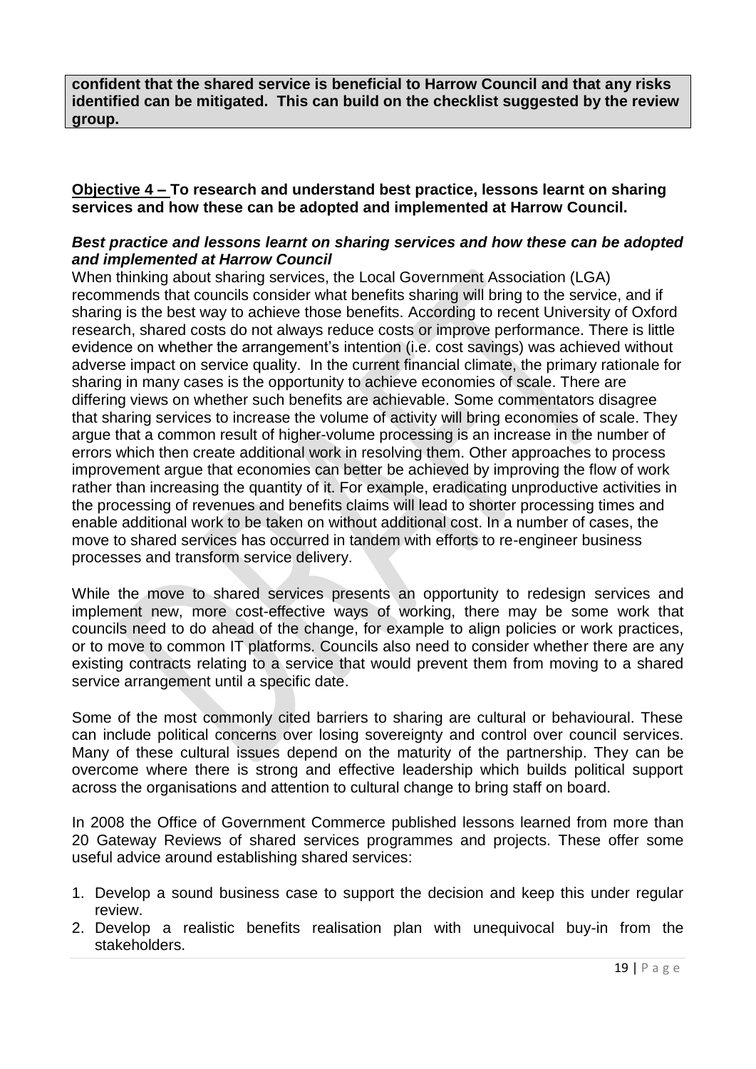**confident that the shared service is beneficial to Harrow Council and that any risks identified can be mitigated. This can build on the checklist suggested by the review group.**

**Objective 4 – To research and understand best practice, lessons learnt on sharing services and how these can be adopted and implemented at Harrow Council.**

***Best practice and lessons learnt on sharing services and how these can be adopted and implemented at Harrow Council***

When thinking about sharing services, the Local Government Association (LGA) recommends that councils consider what benefits sharing will bring to the service, and if sharing is the best way to achieve those benefits. According to recent University of Oxford research, shared costs do not always reduce costs or improve performance. There is little evidence on whether the arrangement's intention (i.e. cost savings) was achieved without adverse impact on service quality. In the current financial climate, the primary rationale for sharing in many cases is the opportunity to achieve economies of scale. There are differing views on whether such benefits are achievable. Some commentators disagree that sharing services to increase the volume of activity will bring economies of scale. They argue that a common result of higher-volume processing is an increase in the number of errors which then create additional work in resolving them. Other approaches to process improvement argue that economies can better be achieved by improving the flow of work rather than increasing the quantity of it. For example, eradicating unproductive activities in the processing of revenues and benefits claims will lead to shorter processing times and enable additional work to be taken on without additional cost. In a number of cases, the move to shared services has occurred in tandem with efforts to re-engineer business processes and transform service delivery.

While the move to shared services presents an opportunity to redesign services and implement new, more cost-effective ways of working, there may be some work that councils need to do ahead of the change, for example to align policies or work practices, or to move to common IT platforms. Councils also need to consider whether there are any existing contracts relating to a service that would prevent them from moving to a shared service arrangement until a specific date.

Some of the most commonly cited barriers to sharing are cultural or behavioural. These can include political concerns over losing sovereignty and control over council services. Many of these cultural issues depend on the maturity of the partnership. They can be overcome where there is strong and effective leadership which builds political support across the organisations and attention to cultural change to bring staff on board.

In 2008 the Office of Government Commerce published lessons learned from more than 20 Gateway Reviews of shared services programmes and projects. These offer some useful advice around establishing shared services:

1. Develop a sound business case to support the decision and keep this under regular review.
2. Develop a realistic benefits realisation plan with unequivocal buy-in from the stakeholders.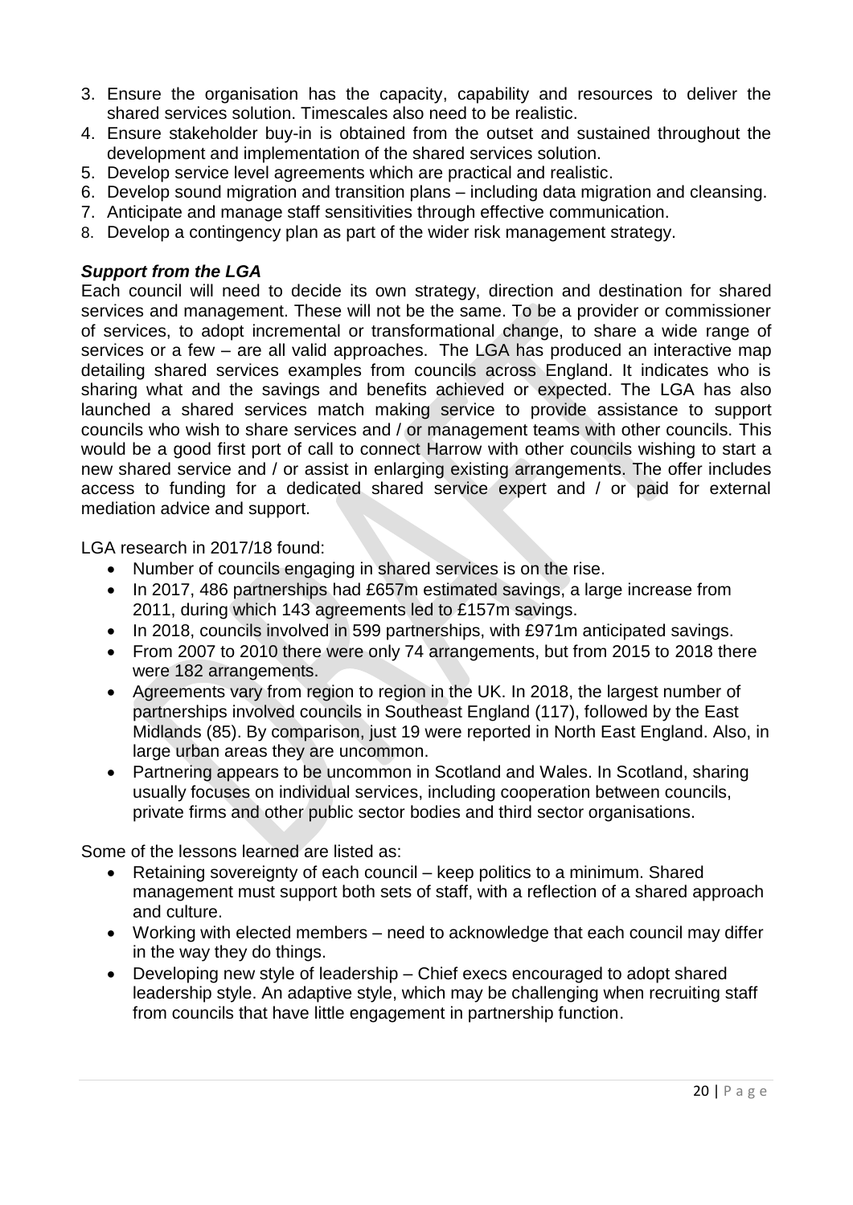3. Ensure the organisation has the capacity, capability and resources to deliver the shared services solution. Timescales also need to be realistic.
4. Ensure stakeholder buy-in is obtained from the outset and sustained throughout the development and implementation of the shared services solution.
5. Develop service level agreements which are practical and realistic.
6. Develop sound migration and transition plans – including data migration and cleansing.
7. Anticipate and manage staff sensitivities through effective communication.
8. Develop a contingency plan as part of the wider risk management strategy.

***Support from the LGA***

Each council will need to decide its own strategy, direction and destination for shared services and management. These will not be the same. To be a provider or commissioner of services, to adopt incremental or transformational change, to share a wide range of services or a few – are all valid approaches. The LGA has produced an interactive map detailing shared services examples from councils across England. It indicates who is sharing what and the savings and benefits achieved or expected. The LGA has also launched a shared services match making service to provide assistance to support councils who wish to share services and / or management teams with other councils. This would be a good first port of call to connect Harrow with other councils wishing to start a new shared service and / or assist in enlarging existing arrangements. The offer includes access to funding for a dedicated shared service expert and / or paid for external mediation advice and support.

LGA research in 2017/18 found:

- Number of councils engaging in shared services is on the rise.
- In 2017, 486 partnerships had £657m estimated savings, a large increase from 2011, during which 143 agreements led to £157m savings.
- In 2018, councils involved in 599 partnerships, with £971m anticipated savings.
- From 2007 to 2010 there were only 74 arrangements, but from 2015 to 2018 there were 182 arrangements.
- Agreements vary from region to region in the UK. In 2018, the largest number of partnerships involved councils in Southeast England (117), followed by the East Midlands (85). By comparison, just 19 were reported in North East England. Also, in large urban areas they are uncommon.
- Partnering appears to be uncommon in Scotland and Wales. In Scotland, sharing usually focuses on individual services, including cooperation between councils, private firms and other public sector bodies and third sector organisations.

Some of the lessons learned are listed as:

- Retaining sovereignty of each council – keep politics to a minimum. Shared management must support both sets of staff, with a reflection of a shared approach and culture.
- Working with elected members – need to acknowledge that each council may differ in the way they do things.
- Developing new style of leadership – Chief execs encouraged to adopt shared leadership style. An adaptive style, which may be challenging when recruiting staff from councils that have little engagement in partnership function.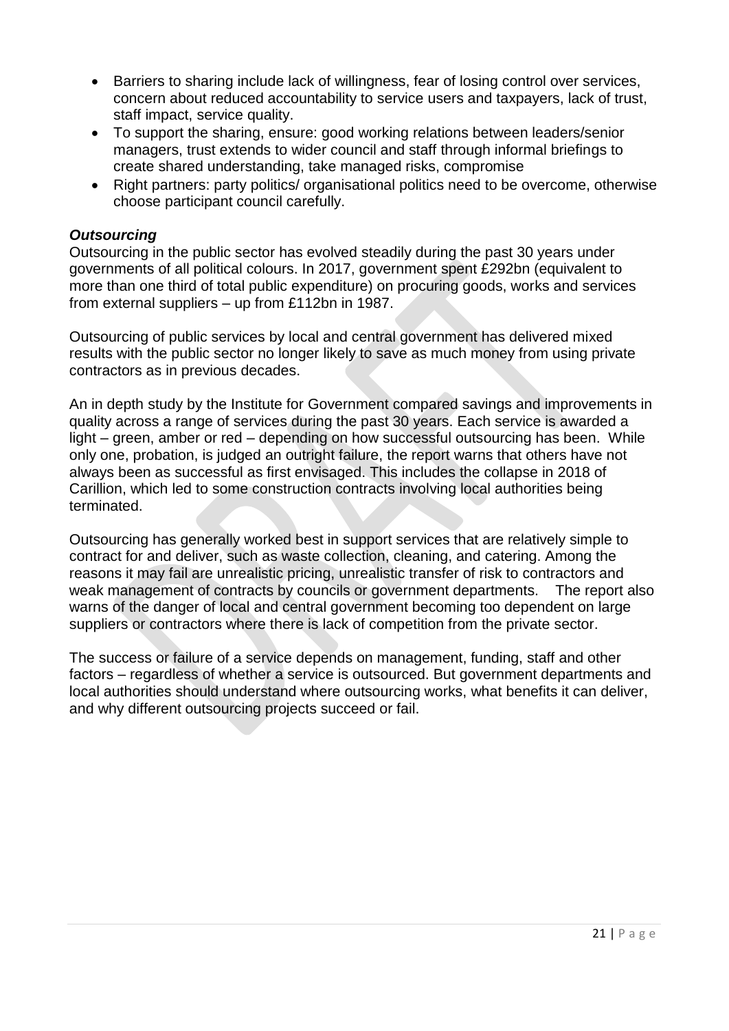- Barriers to sharing include lack of willingness, fear of losing control over services, concern about reduced accountability to service users and taxpayers, lack of trust, staff impact, service quality.
- To support the sharing, ensure: good working relations between leaders/senior managers, trust extends to wider council and staff through informal briefings to create shared understanding, take managed risks, compromise
- Right partners: party politics/ organisational politics need to be overcome, otherwise choose participant council carefully.

***Outsourcing***

Outsourcing in the public sector has evolved steadily during the past 30 years under governments of all political colours. In 2017, government spent £292bn (equivalent to more than one third of total public expenditure) on procuring goods, works and services from external suppliers – up from £112bn in 1987.

Outsourcing of public services by local and central government has delivered mixed results with the public sector no longer likely to save as much money from using private contractors as in previous decades.

An in depth study by the Institute for Government compared savings and improvements in quality across a range of services during the past 30 years. Each service is awarded a light – green, amber or red – depending on how successful outsourcing has been. While only one, probation, is judged an outright failure, the report warns that others have not always been as successful as first envisaged. This includes the collapse in 2018 of Carillion, which led to some construction contracts involving local authorities being terminated.

Outsourcing has generally worked best in support services that are relatively simple to contract for and deliver, such as waste collection, cleaning, and catering. Among the reasons it may fail are unrealistic pricing, unrealistic transfer of risk to contractors and weak management of contracts by councils or government departments. The report also warns of the danger of local and central government becoming too dependent on large suppliers or contractors where there is lack of competition from the private sector.

The success or failure of a service depends on management, funding, staff and other factors – regardless of whether a service is outsourced. But government departments and local authorities should understand where outsourcing works, what benefits it can deliver, and why different outsourcing projects succeed or fail.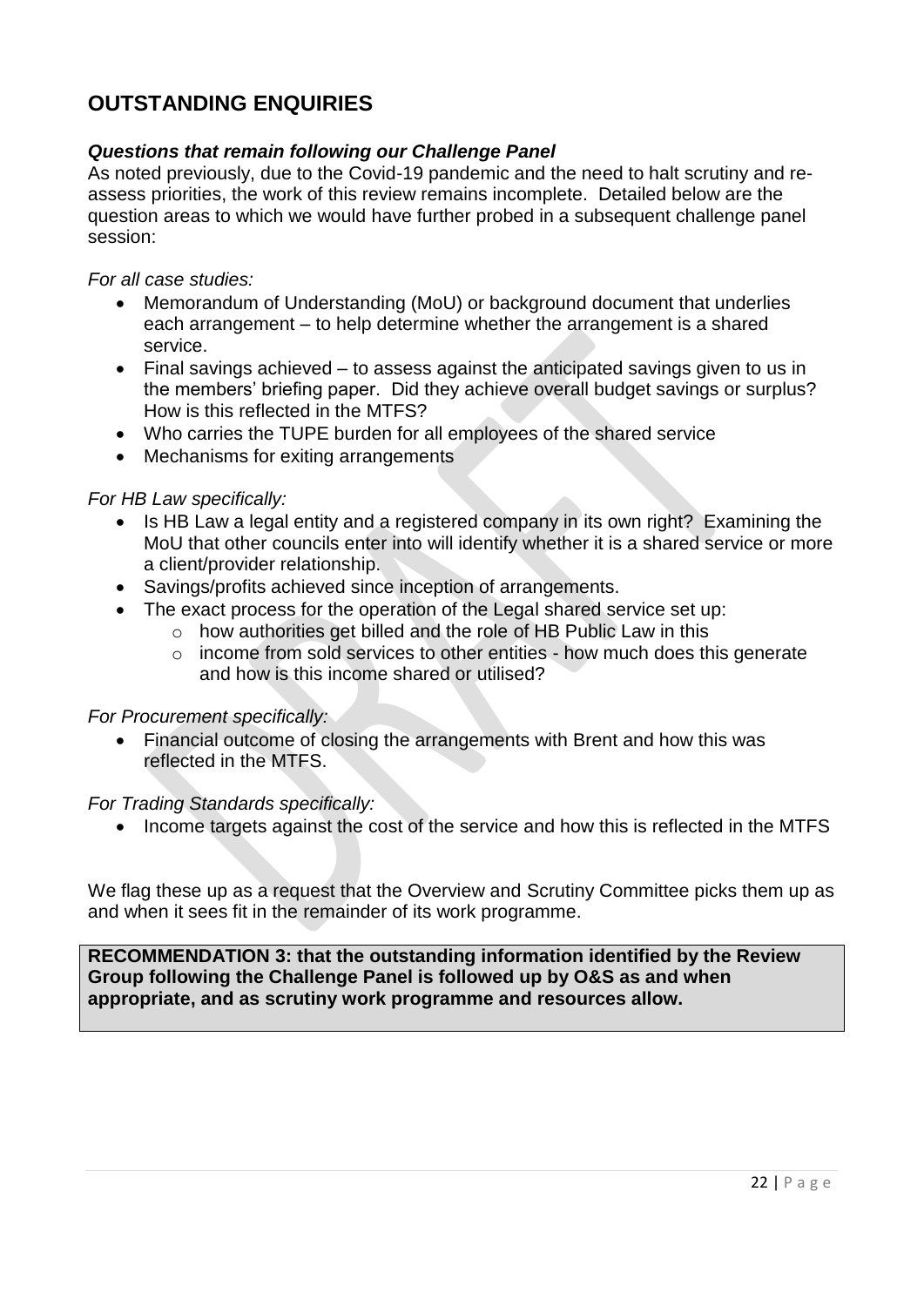## OUTSTANDING ENQUIRIES

### *Questions that remain following our Challenge Panel*

As noted previously, due to the Covid-19 pandemic and the need to halt scrutiny and re-assess priorities, the work of this review remains incomplete. Detailed below are the question areas to which we would have further probed in a subsequent challenge panel session:

*For all case studies:*

- Memorandum of Understanding (MoU) or background document that underlies each arrangement – to help determine whether the arrangement is a shared service.
- Final savings achieved – to assess against the anticipated savings given to us in the members' briefing paper. Did they achieve overall budget savings or surplus? How is this reflected in the MTFS?
- Who carries the TUPE burden for all employees of the shared service
- Mechanisms for exiting arrangements

*For HB Law specifically:*

- Is HB Law a legal entity and a registered company in its own right? Examining the MoU that other councils enter into will identify whether it is a shared service or more a client/provider relationship.
- Savings/profits achieved since inception of arrangements.
- The exact process for the operation of the Legal shared service set up:
  - how authorities get billed and the role of HB Public Law in this
  - income from sold services to other entities - how much does this generate and how is this income shared or utilised?

*For Procurement specifically:*

- Financial outcome of closing the arrangements with Brent and how this was reflected in the MTFS.

*For Trading Standards specifically:*

- Income targets against the cost of the service and how this is reflected in the MTFS

We flag these up as a request that the Overview and Scrutiny Committee picks them up as and when it sees fit in the remainder of its work programme.

**RECOMMENDATION 3: that the outstanding information identified by the Review Group following the Challenge Panel is followed up by O&S as and when appropriate, and as scrutiny work programme and resources allow.**